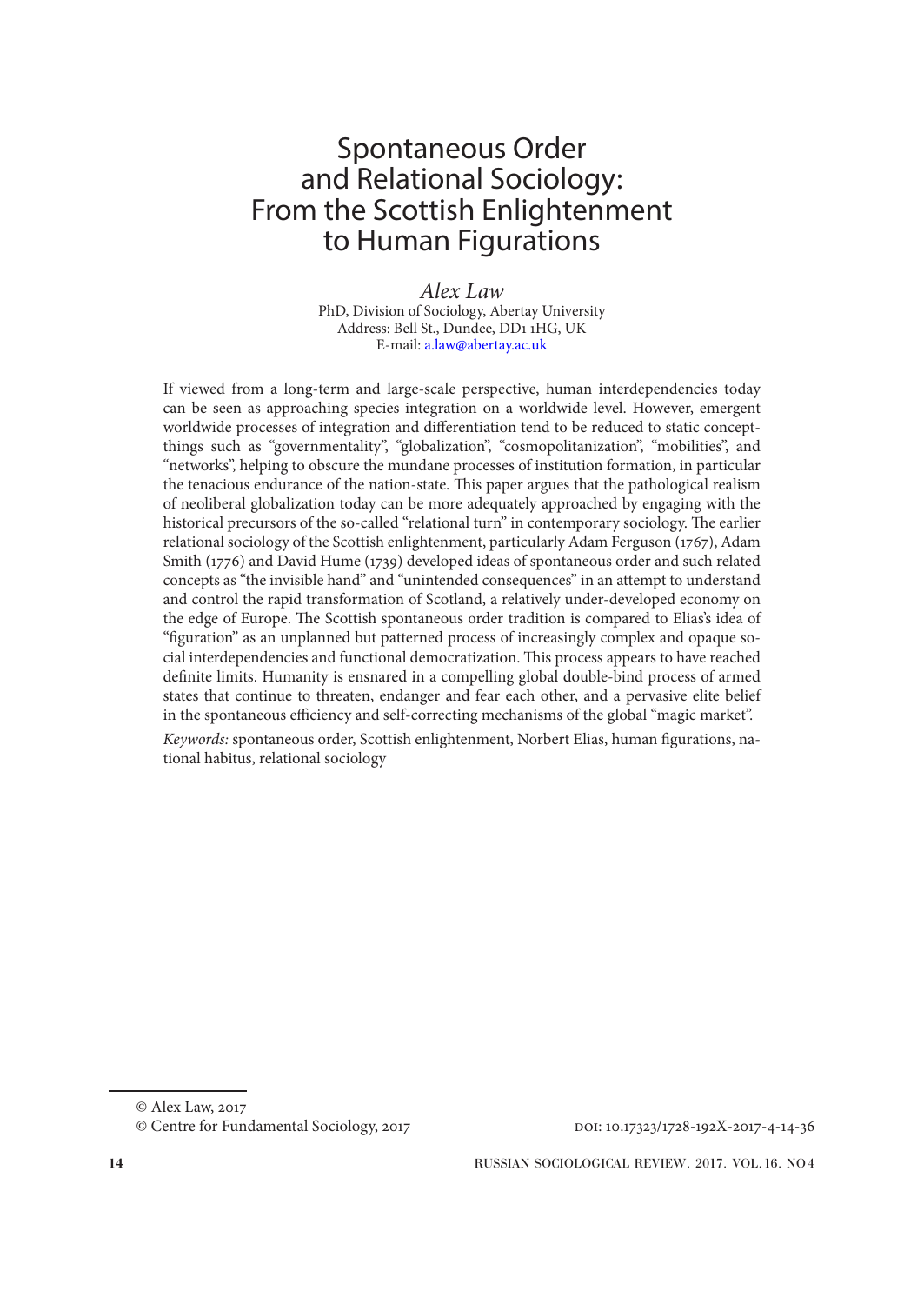# Spontaneous Order and Relational Sociology: From the Scottish Enlightenment to Human Figurations

*Alex Law*

PhD, Division of Sociology, Abertay University
Address: Bell St., Dundee, DD1 1HG, UK
E-mail: a.law@abertay.ac.uk

If viewed from a long-term and large-scale perspective, human interdependencies today can be seen as approaching species integration on a worldwide level. However, emergent worldwide processes of integration and differentiation tend to be reduced to static concept-things such as "governmentality", "globalization", "cosmopolitanization", "mobilities", and "networks", helping to obscure the mundane processes of institution formation, in particular the tenacious endurance of the nation-state. This paper argues that the pathological realism of neoliberal globalization today can be more adequately approached by engaging with the historical precursors of the so-called "relational turn" in contemporary sociology. The earlier relational sociology of the Scottish enlightenment, particularly Adam Ferguson (1767), Adam Smith (1776) and David Hume (1739) developed ideas of spontaneous order and such related concepts as "the invisible hand" and "unintended consequences" in an attempt to understand and control the rapid transformation of Scotland, a relatively under-developed economy on the edge of Europe. The Scottish spontaneous order tradition is compared to Elias's idea of "figuration" as an unplanned but patterned process of increasingly complex and opaque social interdependencies and functional democratization. This process appears to have reached definite limits. Humanity is ensnared in a compelling global double-bind process of armed states that continue to threaten, endanger and fear each other, and a pervasive elite belief in the spontaneous efficiency and self-correcting mechanisms of the global "magic market".

*Keywords:* spontaneous order, Scottish enlightenment, Norbert Elias, human figurations, national habitus, relational sociology

© Alex Law, 2017
© Centre for Fundamental Sociology, 2017

DOI: 10.17323/1728-192X-2017-4-14-36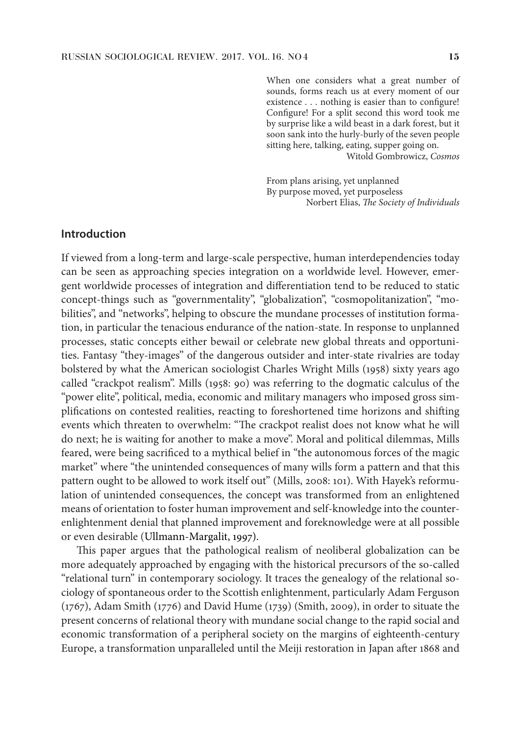> When one considers what a great number of sounds, forms reach us at every moment of our existence . . . nothing is easier than to configure! Configure! For a split second this word took me by surprise like a wild beast in a dark forest, but it soon sank into the hurly-burly of the seven people sitting here, talking, eating, supper going on.
>
> Witold Gombrowicz, *Cosmos*

> From plans arising, yet unplanned
> By purpose moved, yet purposeless
>
> Norbert Elias, *The Society of Individuals*

## Introduction

If viewed from a long-term and large-scale perspective, human interdependencies today can be seen as approaching species integration on a worldwide level. However, emergent worldwide processes of integration and differentiation tend to be reduced to static concept-things such as "governmentality", "globalization", "cosmopolitanization", "mobilities", and "networks", helping to obscure the mundane processes of institution formation, in particular the tenacious endurance of the nation-state. In response to unplanned processes, static concepts either bewail or celebrate new global threats and opportunities. Fantasy "they-images" of the dangerous outsider and inter-state rivalries are today bolstered by what the American sociologist Charles Wright Mills (1958) sixty years ago called "crackpot realism". Mills (1958: 90) was referring to the dogmatic calculus of the "power elite", political, media, economic and military managers who imposed gross simplifications on contested realities, reacting to foreshortened time horizons and shifting events which threaten to overwhelm: "The crackpot realist does not know what he will do next; he is waiting for another to make a move". Moral and political dilemmas, Mills feared, were being sacrificed to a mythical belief in "the autonomous forces of the magic market" where "the unintended consequences of many wills form a pattern and that this pattern ought to be allowed to work itself out" (Mills, 2008: 101). With Hayek's reformulation of unintended consequences, the concept was transformed from an enlightened means of orientation to foster human improvement and self-knowledge into the counter-enlightenment denial that planned improvement and foreknowledge were at all possible or even desirable (Ullmann-Margalit, 1997).

This paper argues that the pathological realism of neoliberal globalization can be more adequately approached by engaging with the historical precursors of the so-called "relational turn" in contemporary sociology. It traces the genealogy of the relational sociology of spontaneous order to the Scottish enlightenment, particularly Adam Ferguson (1767), Adam Smith (1776) and David Hume (1739) (Smith, 2009), in order to situate the present concerns of relational theory with mundane social change to the rapid social and economic transformation of a peripheral society on the margins of eighteenth-century Europe, a transformation unparalleled until the Meiji restoration in Japan after 1868 and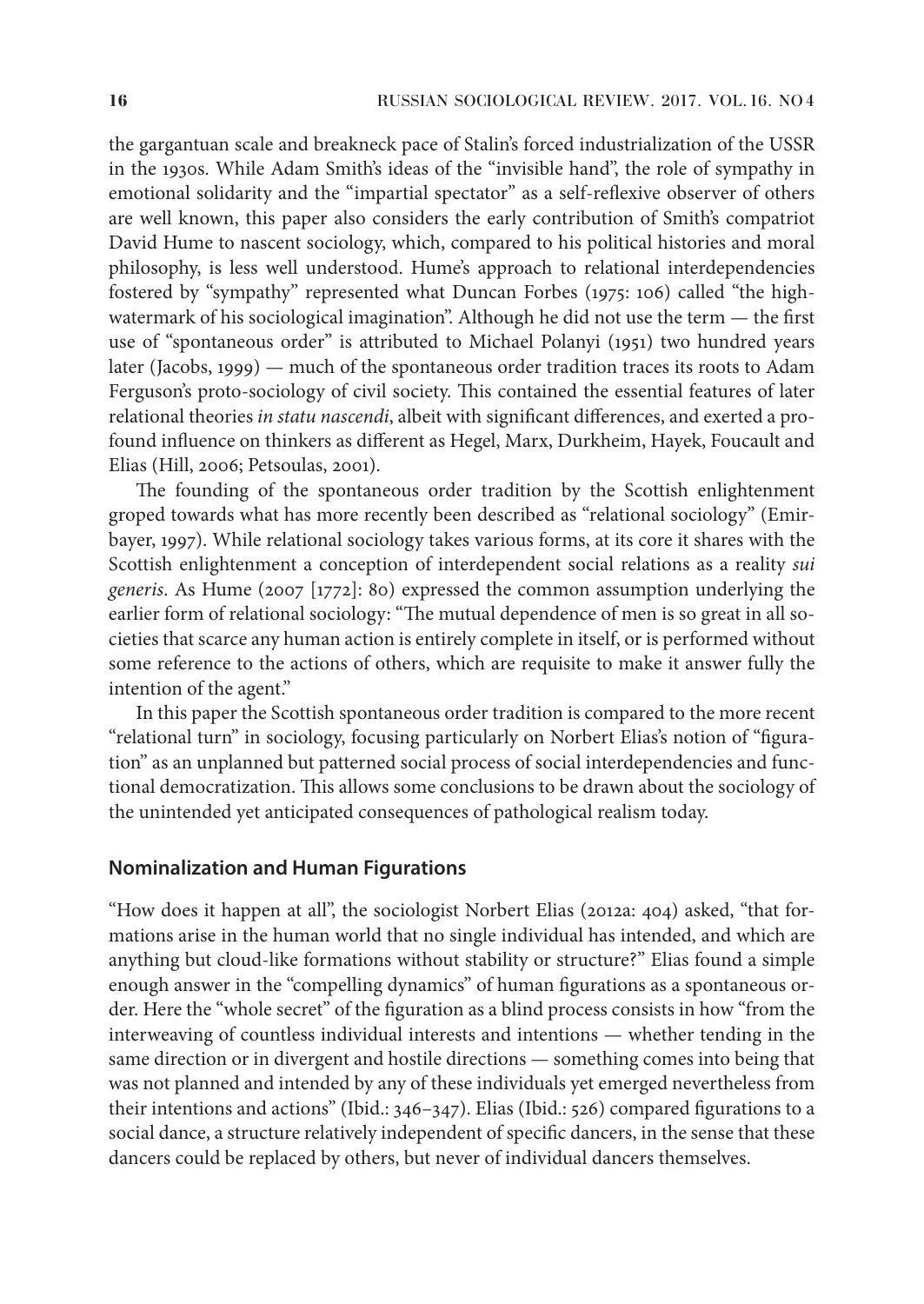the gargantuan scale and breakneck pace of Stalin's forced industrialization of the USSR in the 1930s. While Adam Smith's ideas of the "invisible hand", the role of sympathy in emotional solidarity and the "impartial spectator" as a self-reflexive observer of others are well known, this paper also considers the early contribution of Smith's compatriot David Hume to nascent sociology, which, compared to his political histories and moral philosophy, is less well understood. Hume's approach to relational interdependencies fostered by "sympathy" represented what Duncan Forbes (1975: 106) called "the high-watermark of his sociological imagination". Although he did not use the term — the first use of "spontaneous order" is attributed to Michael Polanyi (1951) two hundred years later (Jacobs, 1999) — much of the spontaneous order tradition traces its roots to Adam Ferguson's proto-sociology of civil society. This contained the essential features of later relational theories *in statu nascendi*, albeit with significant differences, and exerted a profound influence on thinkers as different as Hegel, Marx, Durkheim, Hayek, Foucault and Elias (Hill, 2006; Petsoulas, 2001).

The founding of the spontaneous order tradition by the Scottish enlightenment groped towards what has more recently been described as "relational sociology" (Emirbayer, 1997). While relational sociology takes various forms, at its core it shares with the Scottish enlightenment a conception of interdependent social relations as a reality *sui generis*. As Hume (2007 [1772]: 80) expressed the common assumption underlying the earlier form of relational sociology: "The mutual dependence of men is so great in all societies that scarce any human action is entirely complete in itself, or is performed without some reference to the actions of others, which are requisite to make it answer fully the intention of the agent."

In this paper the Scottish spontaneous order tradition is compared to the more recent "relational turn" in sociology, focusing particularly on Norbert Elias's notion of "figuration" as an unplanned but patterned social process of social interdependencies and functional democratization. This allows some conclusions to be drawn about the sociology of the unintended yet anticipated consequences of pathological realism today.

## Nominalization and Human Figurations

"How does it happen at all", the sociologist Norbert Elias (2012a: 404) asked, "that formations arise in the human world that no single individual has intended, and which are anything but cloud-like formations without stability or structure?" Elias found a simple enough answer in the "compelling dynamics" of human figurations as a spontaneous order. Here the "whole secret" of the figuration as a blind process consists in how "from the interweaving of countless individual interests and intentions — whether tending in the same direction or in divergent and hostile directions — something comes into being that was not planned and intended by any of these individuals yet emerged nevertheless from their intentions and actions" (Ibid.: 346–347). Elias (Ibid.: 526) compared figurations to a social dance, a structure relatively independent of specific dancers, in the sense that these dancers could be replaced by others, but never of individual dancers themselves.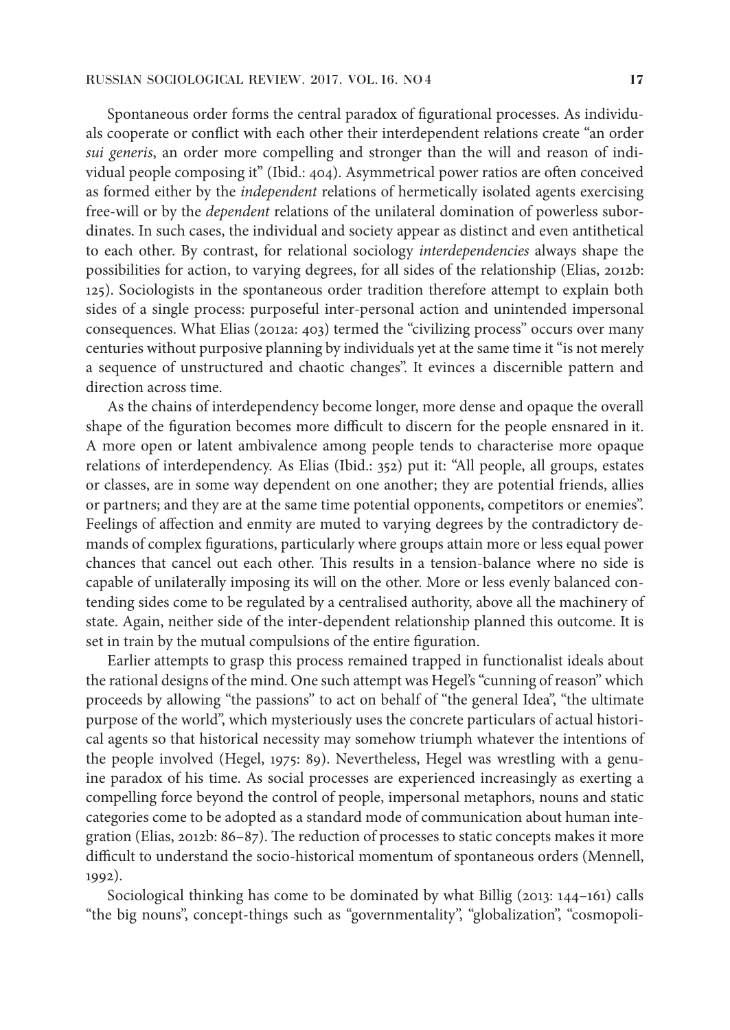Spontaneous order forms the central paradox of figurational processes. As individuals cooperate or conflict with each other their interdependent relations create "an order *sui generis*, an order more compelling and stronger than the will and reason of individual people composing it" (Ibid.: 404). Asymmetrical power ratios are often conceived as formed either by the *independent* relations of hermetically isolated agents exercising free-will or by the *dependent* relations of the unilateral domination of powerless subordinates. In such cases, the individual and society appear as distinct and even antithetical to each other. By contrast, for relational sociology *interdependencies* always shape the possibilities for action, to varying degrees, for all sides of the relationship (Elias, 2012b: 125). Sociologists in the spontaneous order tradition therefore attempt to explain both sides of a single process: purposeful inter-personal action and unintended impersonal consequences. What Elias (2012a: 403) termed the "civilizing process" occurs over many centuries without purposive planning by individuals yet at the same time it "is not merely a sequence of unstructured and chaotic changes". It evinces a discernible pattern and direction across time.

As the chains of interdependency become longer, more dense and opaque the overall shape of the figuration becomes more difficult to discern for the people ensnared in it. A more open or latent ambivalence among people tends to characterise more opaque relations of interdependency. As Elias (Ibid.: 352) put it: "All people, all groups, estates or classes, are in some way dependent on one another; they are potential friends, allies or partners; and they are at the same time potential opponents, competitors or enemies". Feelings of affection and enmity are muted to varying degrees by the contradictory demands of complex figurations, particularly where groups attain more or less equal power chances that cancel out each other. This results in a tension-balance where no side is capable of unilaterally imposing its will on the other. More or less evenly balanced contending sides come to be regulated by a centralised authority, above all the machinery of state. Again, neither side of the inter-dependent relationship planned this outcome. It is set in train by the mutual compulsions of the entire figuration.

Earlier attempts to grasp this process remained trapped in functionalist ideals about the rational designs of the mind. One such attempt was Hegel's "cunning of reason" which proceeds by allowing "the passions" to act on behalf of "the general Idea", "the ultimate purpose of the world", which mysteriously uses the concrete particulars of actual historical agents so that historical necessity may somehow triumph whatever the intentions of the people involved (Hegel, 1975: 89). Nevertheless, Hegel was wrestling with a genuine paradox of his time. As social processes are experienced increasingly as exerting a compelling force beyond the control of people, impersonal metaphors, nouns and static categories come to be adopted as a standard mode of communication about human integration (Elias, 2012b: 86–87). The reduction of processes to static concepts makes it more difficult to understand the socio-historical momentum of spontaneous orders (Mennell, 1992).

Sociological thinking has come to be dominated by what Billig (2013: 144–161) calls "the big nouns", concept-things such as "governmentality", "globalization", "cosmopoli-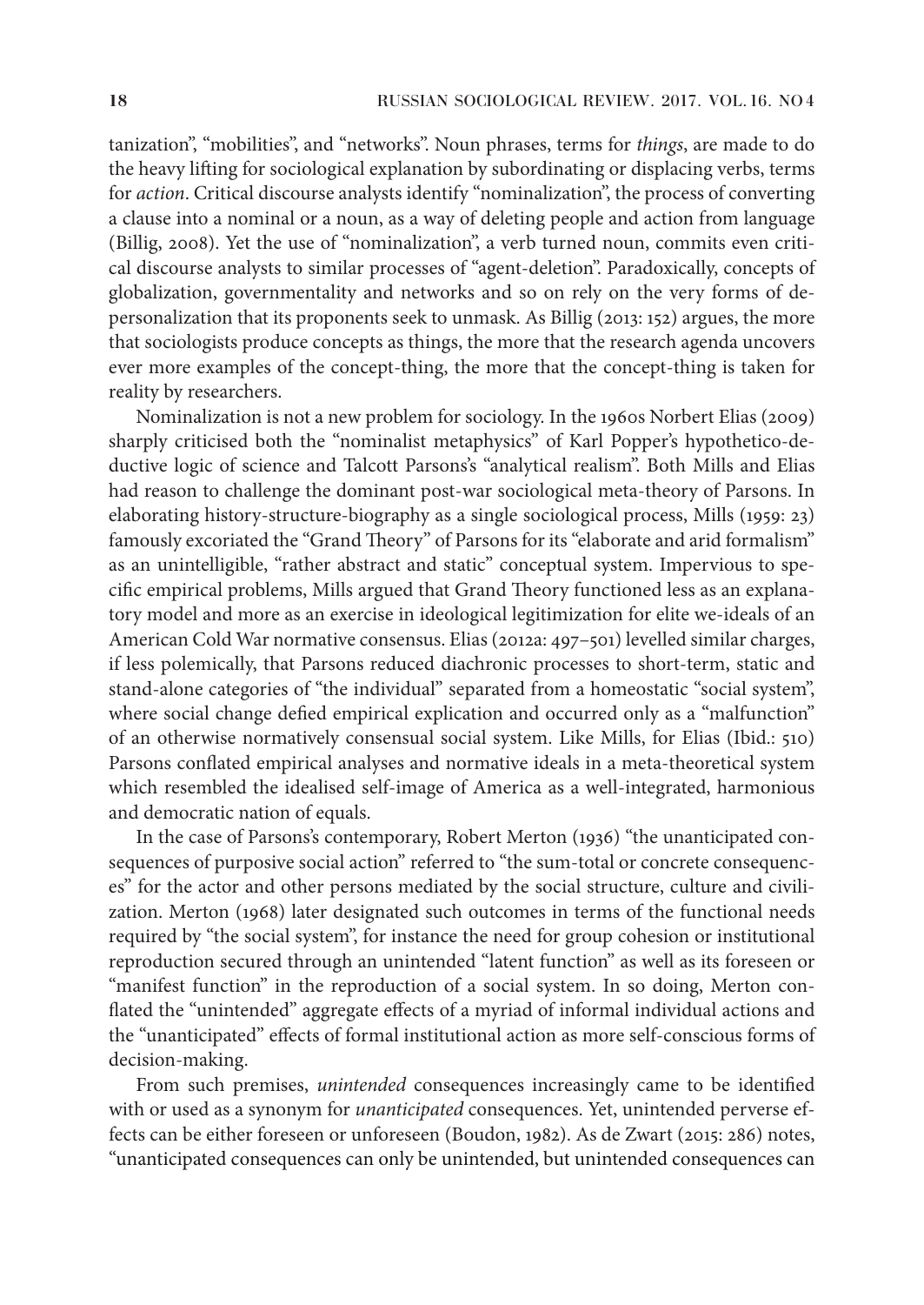tanization", "mobilities", and "networks". Noun phrases, terms for *things*, are made to do the heavy lifting for sociological explanation by subordinating or displacing verbs, terms for *action*. Critical discourse analysts identify "nominalization", the process of converting a clause into a nominal or a noun, as a way of deleting people and action from language (Billig, 2008). Yet the use of "nominalization", a verb turned noun, commits even critical discourse analysts to similar processes of "agent-deletion". Paradoxically, concepts of globalization, governmentality and networks and so on rely on the very forms of depersonalization that its proponents seek to unmask. As Billig (2013: 152) argues, the more that sociologists produce concepts as things, the more that the research agenda uncovers ever more examples of the concept-thing, the more that the concept-thing is taken for reality by researchers.

Nominalization is not a new problem for sociology. In the 1960s Norbert Elias (2009) sharply criticised both the "nominalist metaphysics" of Karl Popper's hypothetico-deductive logic of science and Talcott Parsons's "analytical realism". Both Mills and Elias had reason to challenge the dominant post-war sociological meta-theory of Parsons. In elaborating history-structure-biography as a single sociological process, Mills (1959: 23) famously excoriated the "Grand Theory" of Parsons for its "elaborate and arid formalism" as an unintelligible, "rather abstract and static" conceptual system. Impervious to specific empirical problems, Mills argued that Grand Theory functioned less as an explanatory model and more as an exercise in ideological legitimization for elite we-ideals of an American Cold War normative consensus. Elias (2012a: 497–501) levelled similar charges, if less polemically, that Parsons reduced diachronic processes to short-term, static and stand-alone categories of "the individual" separated from a homeostatic "social system", where social change defied empirical explication and occurred only as a "malfunction" of an otherwise normatively consensual social system. Like Mills, for Elias (Ibid.: 510) Parsons conflated empirical analyses and normative ideals in a meta-theoretical system which resembled the idealised self-image of America as a well-integrated, harmonious and democratic nation of equals.

In the case of Parsons's contemporary, Robert Merton (1936) "the unanticipated consequences of purposive social action" referred to "the sum-total or concrete consequences" for the actor and other persons mediated by the social structure, culture and civilization. Merton (1968) later designated such outcomes in terms of the functional needs required by "the social system", for instance the need for group cohesion or institutional reproduction secured through an unintended "latent function" as well as its foreseen or "manifest function" in the reproduction of a social system. In so doing, Merton conflated the "unintended" aggregate effects of a myriad of informal individual actions and the "unanticipated" effects of formal institutional action as more self-conscious forms of decision-making.

From such premises, *unintended* consequences increasingly came to be identified with or used as a synonym for *unanticipated* consequences. Yet, unintended perverse effects can be either foreseen or unforeseen (Boudon, 1982). As de Zwart (2015: 286) notes, "unanticipated consequences can only be unintended, but unintended consequences can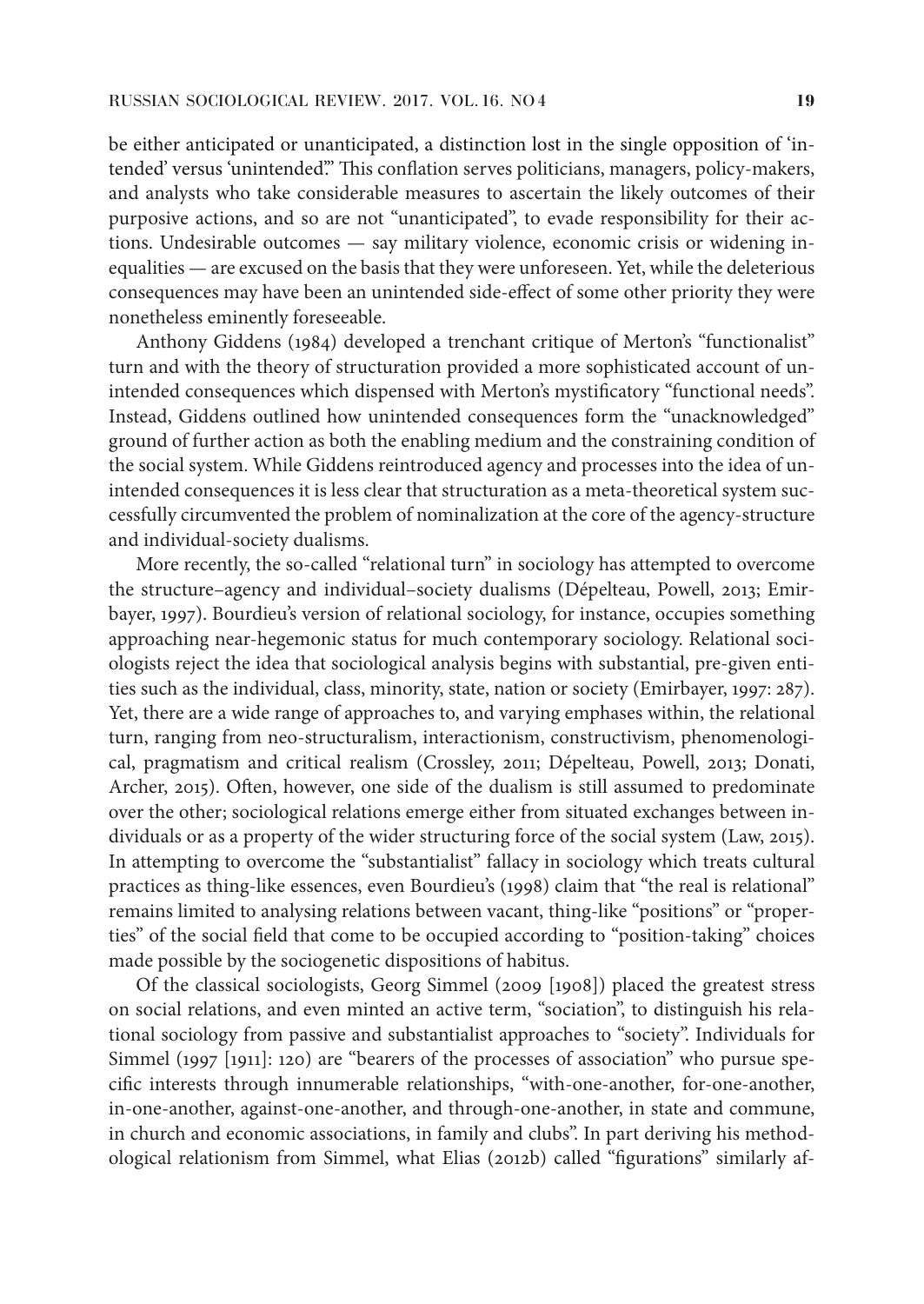be either anticipated or unanticipated, a distinction lost in the single opposition of 'intended' versus 'unintended'." This conflation serves politicians, managers, policy-makers, and analysts who take considerable measures to ascertain the likely outcomes of their purposive actions, and so are not "unanticipated", to evade responsibility for their actions. Undesirable outcomes — say military violence, economic crisis or widening inequalities — are excused on the basis that they were unforeseen. Yet, while the deleterious consequences may have been an unintended side-effect of some other priority they were nonetheless eminently foreseeable.

Anthony Giddens (1984) developed a trenchant critique of Merton's "functionalist" turn and with the theory of structuration provided a more sophisticated account of unintended consequences which dispensed with Merton's mystificatory "functional needs". Instead, Giddens outlined how unintended consequences form the "unacknowledged" ground of further action as both the enabling medium and the constraining condition of the social system. While Giddens reintroduced agency and processes into the idea of unintended consequences it is less clear that structuration as a meta-theoretical system successfully circumvented the problem of nominalization at the core of the agency-structure and individual-society dualisms.

More recently, the so-called "relational turn" in sociology has attempted to overcome the structure–agency and individual–society dualisms (Dépelteau, Powell, 2013; Emirbayer, 1997). Bourdieu's version of relational sociology, for instance, occupies something approaching near-hegemonic status for much contemporary sociology. Relational sociologists reject the idea that sociological analysis begins with substantial, pre-given entities such as the individual, class, minority, state, nation or society (Emirbayer, 1997: 287). Yet, there are a wide range of approaches to, and varying emphases within, the relational turn, ranging from neo-structuralism, interactionism, constructivism, phenomenological, pragmatism and critical realism (Crossley, 2011; Dépelteau, Powell, 2013; Donati, Archer, 2015). Often, however, one side of the dualism is still assumed to predominate over the other; sociological relations emerge either from situated exchanges between individuals or as a property of the wider structuring force of the social system (Law, 2015). In attempting to overcome the "substantialist" fallacy in sociology which treats cultural practices as thing-like essences, even Bourdieu's (1998) claim that "the real is relational" remains limited to analysing relations between vacant, thing-like "positions" or "properties" of the social field that come to be occupied according to "position-taking" choices made possible by the sociogenetic dispositions of habitus.

Of the classical sociologists, Georg Simmel (2009 [1908]) placed the greatest stress on social relations, and even minted an active term, "sociation", to distinguish his relational sociology from passive and substantialist approaches to "society". Individuals for Simmel (1997 [1911]: 120) are "bearers of the processes of association" who pursue specific interests through innumerable relationships, "with-one-another, for-one-another, in-one-another, against-one-another, and through-one-another, in state and commune, in church and economic associations, in family and clubs". In part deriving his methodological relationism from Simmel, what Elias (2012b) called "figurations" similarly af-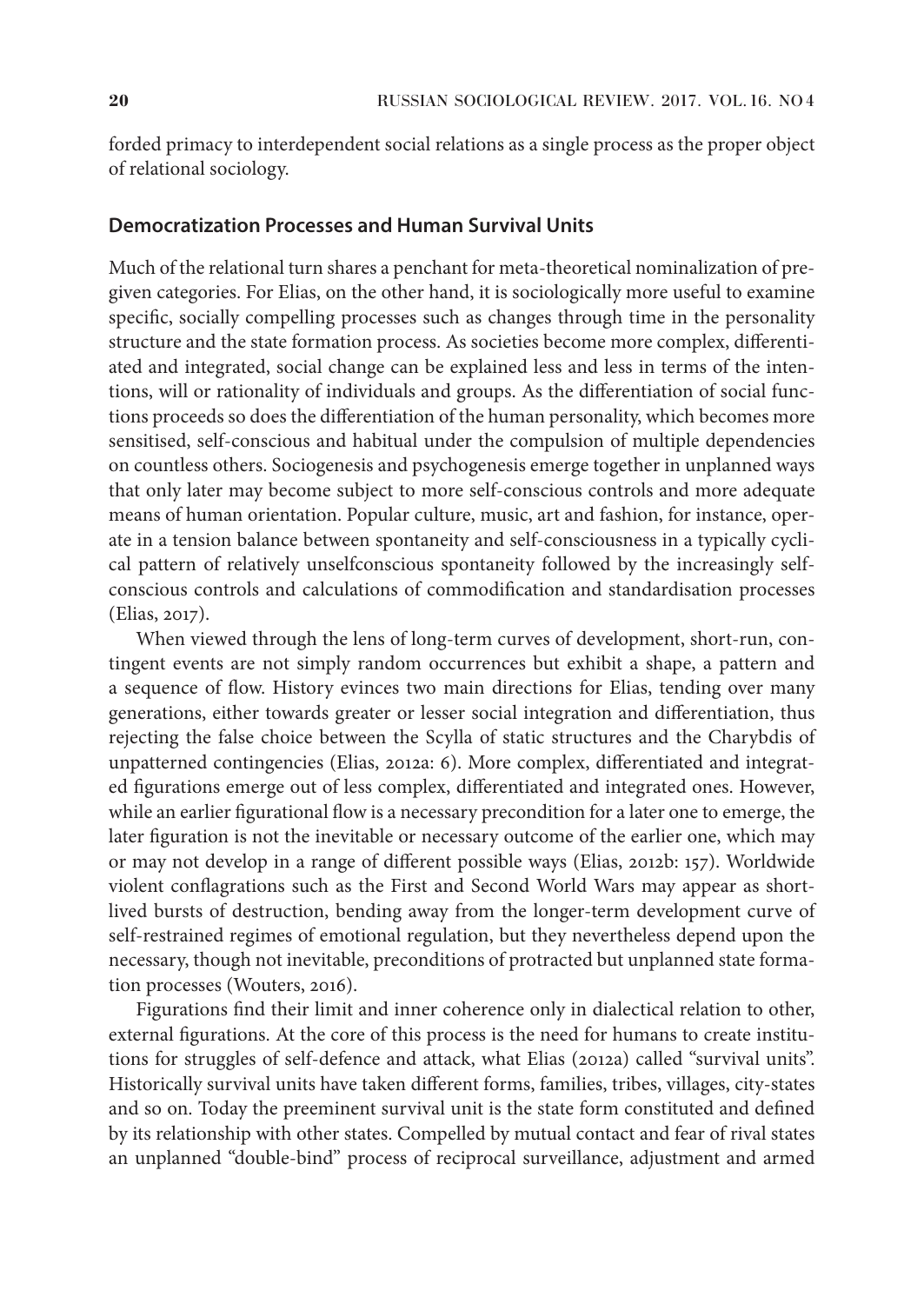forded primacy to interdependent social relations as a single process as the proper object of relational sociology.

## Democratization Processes and Human Survival Units

Much of the relational turn shares a penchant for meta-theoretical nominalization of pre-given categories. For Elias, on the other hand, it is sociologically more useful to examine specific, socially compelling processes such as changes through time in the personality structure and the state formation process. As societies become more complex, differentiated and integrated, social change can be explained less and less in terms of the intentions, will or rationality of individuals and groups. As the differentiation of social functions proceeds so does the differentiation of the human personality, which becomes more sensitised, self-conscious and habitual under the compulsion of multiple dependencies on countless others. Sociogenesis and psychogenesis emerge together in unplanned ways that only later may become subject to more self-conscious controls and more adequate means of human orientation. Popular culture, music, art and fashion, for instance, operate in a tension balance between spontaneity and self-consciousness in a typically cyclical pattern of relatively unselfconscious spontaneity followed by the increasingly self-conscious controls and calculations of commodification and standardisation processes (Elias, 2017).

When viewed through the lens of long-term curves of development, short-run, contingent events are not simply random occurrences but exhibit a shape, a pattern and a sequence of flow. History evinces two main directions for Elias, tending over many generations, either towards greater or lesser social integration and differentiation, thus rejecting the false choice between the Scylla of static structures and the Charybdis of unpatterned contingencies (Elias, 2012a: 6). More complex, differentiated and integrated figurations emerge out of less complex, differentiated and integrated ones. However, while an earlier figurational flow is a necessary precondition for a later one to emerge, the later figuration is not the inevitable or necessary outcome of the earlier one, which may or may not develop in a range of different possible ways (Elias, 2012b: 157). Worldwide violent conflagrations such as the First and Second World Wars may appear as short-lived bursts of destruction, bending away from the longer-term development curve of self-restrained regimes of emotional regulation, but they nevertheless depend upon the necessary, though not inevitable, preconditions of protracted but unplanned state formation processes (Wouters, 2016).

Figurations find their limit and inner coherence only in dialectical relation to other, external figurations. At the core of this process is the need for humans to create institutions for struggles of self-defence and attack, what Elias (2012a) called "survival units". Historically survival units have taken different forms, families, tribes, villages, city-states and so on. Today the preeminent survival unit is the state form constituted and defined by its relationship with other states. Compelled by mutual contact and fear of rival states an unplanned "double-bind" process of reciprocal surveillance, adjustment and armed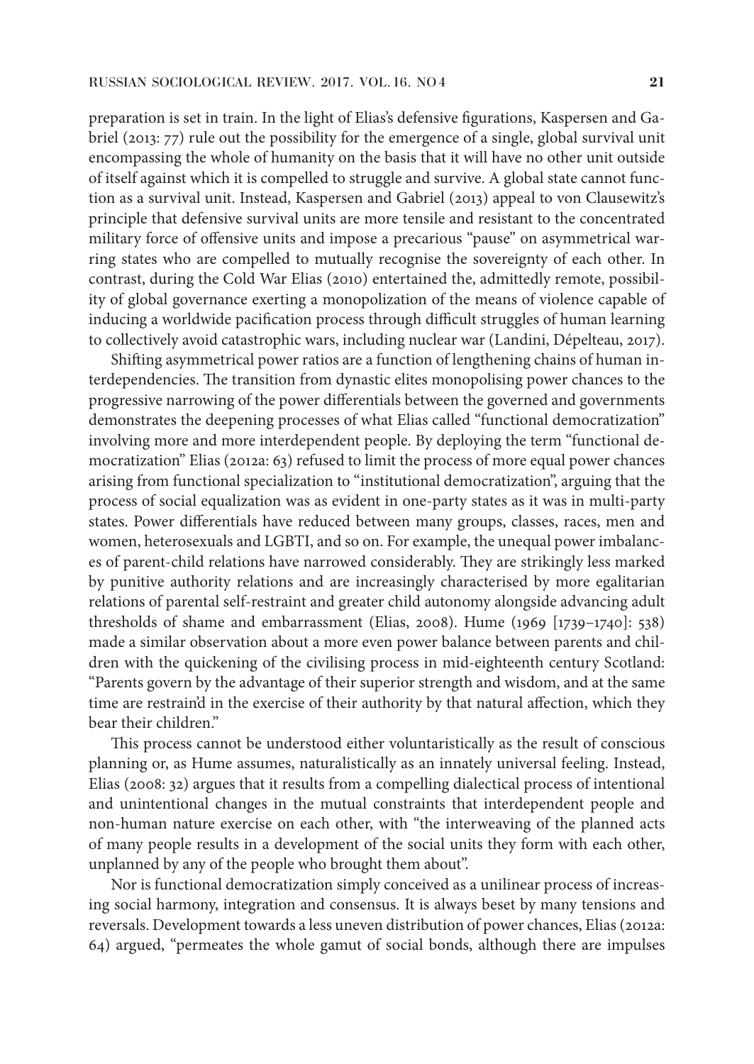preparation is set in train. In the light of Elias's defensive figurations, Kaspersen and Gabriel (2013: 77) rule out the possibility for the emergence of a single, global survival unit encompassing the whole of humanity on the basis that it will have no other unit outside of itself against which it is compelled to struggle and survive. A global state cannot function as a survival unit. Instead, Kaspersen and Gabriel (2013) appeal to von Clausewitz's principle that defensive survival units are more tensile and resistant to the concentrated military force of offensive units and impose a precarious "pause" on asymmetrical warring states who are compelled to mutually recognise the sovereignty of each other. In contrast, during the Cold War Elias (2010) entertained the, admittedly remote, possibility of global governance exerting a monopolization of the means of violence capable of inducing a worldwide pacification process through difficult struggles of human learning to collectively avoid catastrophic wars, including nuclear war (Landini, Dépelteau, 2017).

Shifting asymmetrical power ratios are a function of lengthening chains of human interdependencies. The transition from dynastic elites monopolising power chances to the progressive narrowing of the power differentials between the governed and governments demonstrates the deepening processes of what Elias called "functional democratization" involving more and more interdependent people. By deploying the term "functional democratization" Elias (2012a: 63) refused to limit the process of more equal power chances arising from functional specialization to "institutional democratization", arguing that the process of social equalization was as evident in one-party states as it was in multi-party states. Power differentials have reduced between many groups, classes, races, men and women, heterosexuals and LGBTI, and so on. For example, the unequal power imbalances of parent-child relations have narrowed considerably. They are strikingly less marked by punitive authority relations and are increasingly characterised by more egalitarian relations of parental self-restraint and greater child autonomy alongside advancing adult thresholds of shame and embarrassment (Elias, 2008). Hume (1969 [1739–1740]: 538) made a similar observation about a more even power balance between parents and children with the quickening of the civilising process in mid-eighteenth century Scotland: "Parents govern by the advantage of their superior strength and wisdom, and at the same time are restrain'd in the exercise of their authority by that natural affection, which they bear their children."

This process cannot be understood either voluntaristically as the result of conscious planning or, as Hume assumes, naturalistically as an innately universal feeling. Instead, Elias (2008: 32) argues that it results from a compelling dialectical process of intentional and unintentional changes in the mutual constraints that interdependent people and non-human nature exercise on each other, with "the interweaving of the planned acts of many people results in a development of the social units they form with each other, unplanned by any of the people who brought them about".

Nor is functional democratization simply conceived as a unilinear process of increasing social harmony, integration and consensus. It is always beset by many tensions and reversals. Development towards a less uneven distribution of power chances, Elias (2012a: 64) argued, "permeates the whole gamut of social bonds, although there are impulses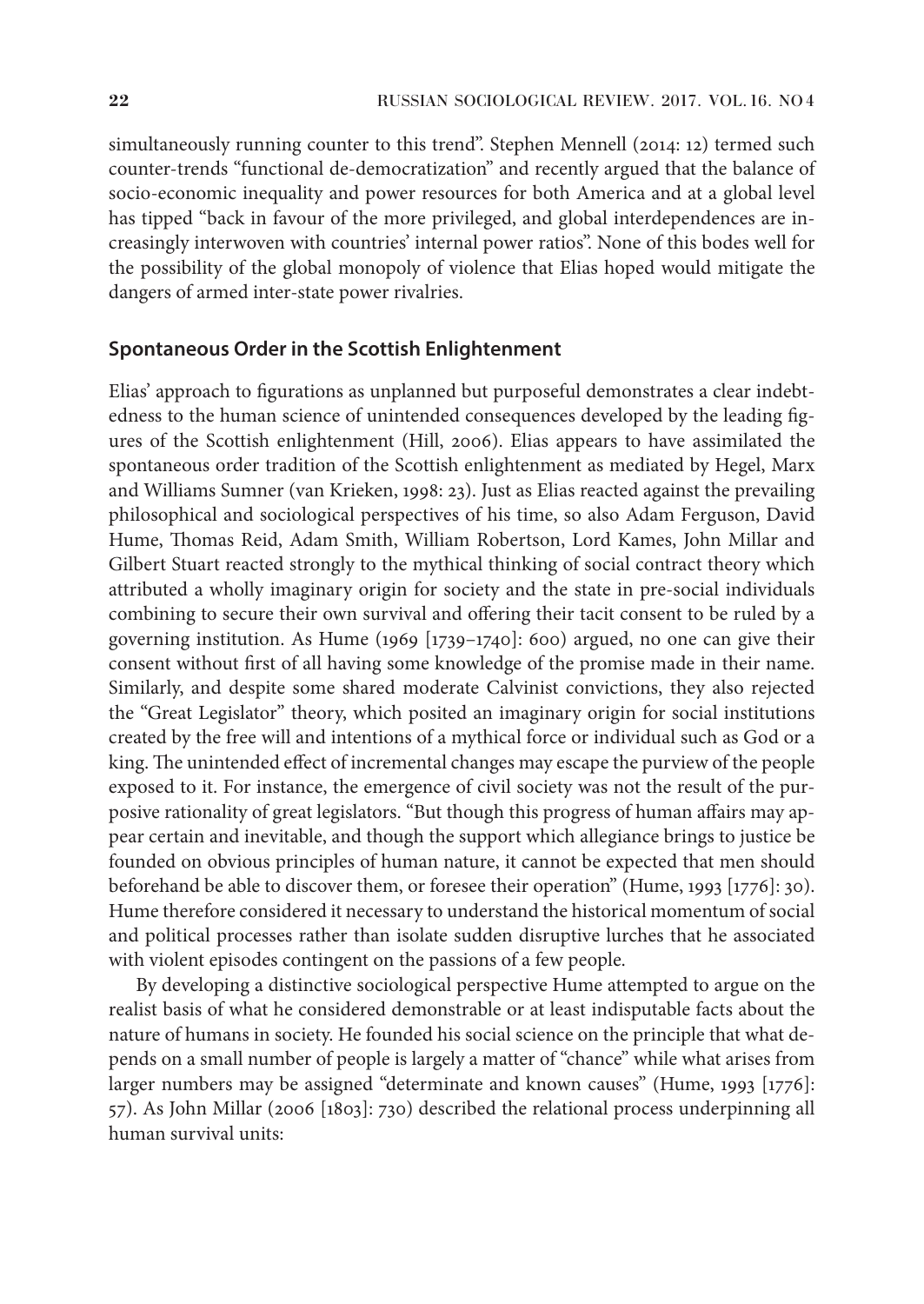simultaneously running counter to this trend". Stephen Mennell (2014: 12) termed such counter-trends "functional de-democratization" and recently argued that the balance of socio-economic inequality and power resources for both America and at a global level has tipped "back in favour of the more privileged, and global interdependences are increasingly interwoven with countries' internal power ratios". None of this bodes well for the possibility of the global monopoly of violence that Elias hoped would mitigate the dangers of armed inter-state power rivalries.

## Spontaneous Order in the Scottish Enlightenment

Elias' approach to figurations as unplanned but purposeful demonstrates a clear indebtedness to the human science of unintended consequences developed by the leading figures of the Scottish enlightenment (Hill, 2006). Elias appears to have assimilated the spontaneous order tradition of the Scottish enlightenment as mediated by Hegel, Marx and Williams Sumner (van Krieken, 1998: 23). Just as Elias reacted against the prevailing philosophical and sociological perspectives of his time, so also Adam Ferguson, David Hume, Thomas Reid, Adam Smith, William Robertson, Lord Kames, John Millar and Gilbert Stuart reacted strongly to the mythical thinking of social contract theory which attributed a wholly imaginary origin for society and the state in pre-social individuals combining to secure their own survival and offering their tacit consent to be ruled by a governing institution. As Hume (1969 [1739–1740]: 600) argued, no one can give their consent without first of all having some knowledge of the promise made in their name. Similarly, and despite some shared moderate Calvinist convictions, they also rejected the "Great Legislator" theory, which posited an imaginary origin for social institutions created by the free will and intentions of a mythical force or individual such as God or a king. The unintended effect of incremental changes may escape the purview of the people exposed to it. For instance, the emergence of civil society was not the result of the purposive rationality of great legislators. "But though this progress of human affairs may appear certain and inevitable, and though the support which allegiance brings to justice be founded on obvious principles of human nature, it cannot be expected that men should beforehand be able to discover them, or foresee their operation" (Hume, 1993 [1776]: 30). Hume therefore considered it necessary to understand the historical momentum of social and political processes rather than isolate sudden disruptive lurches that he associated with violent episodes contingent on the passions of a few people.

By developing a distinctive sociological perspective Hume attempted to argue on the realist basis of what he considered demonstrable or at least indisputable facts about the nature of humans in society. He founded his social science on the principle that what depends on a small number of people is largely a matter of "chance" while what arises from larger numbers may be assigned "determinate and known causes" (Hume, 1993 [1776]: 57). As John Millar (2006 [1803]: 730) described the relational process underpinning all human survival units: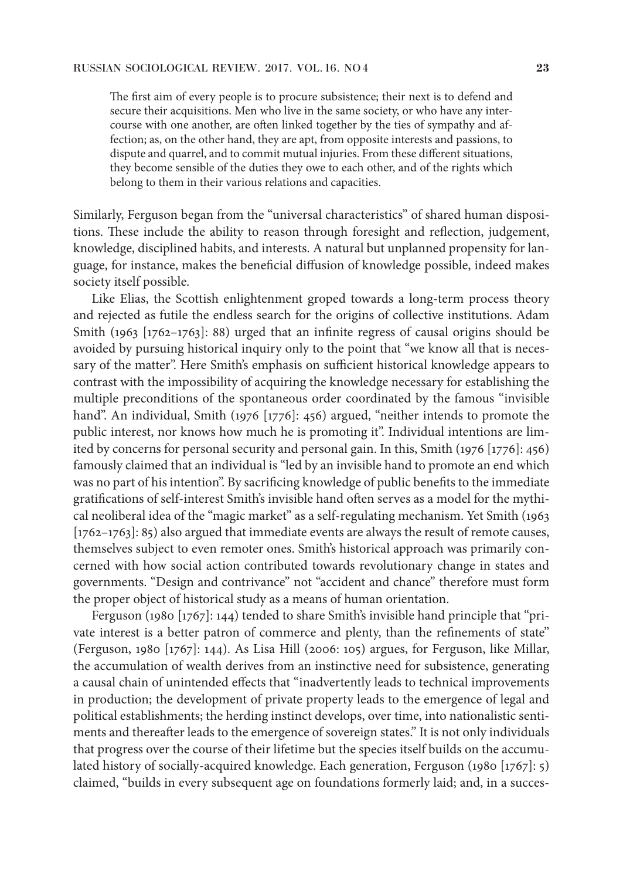> The first aim of every people is to procure subsistence; their next is to defend and secure their acquisitions. Men who live in the same society, or who have any intercourse with one another, are often linked together by the ties of sympathy and affection; as, on the other hand, they are apt, from opposite interests and passions, to dispute and quarrel, and to commit mutual injuries. From these different situations, they become sensible of the duties they owe to each other, and of the rights which belong to them in their various relations and capacities.

Similarly, Ferguson began from the "universal characteristics" of shared human dispositions. These include the ability to reason through foresight and reflection, judgement, knowledge, disciplined habits, and interests. A natural but unplanned propensity for language, for instance, makes the beneficial diffusion of knowledge possible, indeed makes society itself possible.

Like Elias, the Scottish enlightenment groped towards a long-term process theory and rejected as futile the endless search for the origins of collective institutions. Adam Smith (1963 [1762–1763]: 88) urged that an infinite regress of causal origins should be avoided by pursuing historical inquiry only to the point that "we know all that is necessary of the matter". Here Smith's emphasis on sufficient historical knowledge appears to contrast with the impossibility of acquiring the knowledge necessary for establishing the multiple preconditions of the spontaneous order coordinated by the famous "invisible hand". An individual, Smith (1976 [1776]: 456) argued, "neither intends to promote the public interest, nor knows how much he is promoting it". Individual intentions are limited by concerns for personal security and personal gain. In this, Smith (1976 [1776]: 456) famously claimed that an individual is "led by an invisible hand to promote an end which was no part of his intention". By sacrificing knowledge of public benefits to the immediate gratifications of self-interest Smith's invisible hand often serves as a model for the mythical neoliberal idea of the "magic market" as a self-regulating mechanism. Yet Smith (1963 [1762–1763]: 85) also argued that immediate events are always the result of remote causes, themselves subject to even remoter ones. Smith's historical approach was primarily concerned with how social action contributed towards revolutionary change in states and governments. "Design and contrivance" not "accident and chance" therefore must form the proper object of historical study as a means of human orientation.

Ferguson (1980 [1767]: 144) tended to share Smith's invisible hand principle that "private interest is a better patron of commerce and plenty, than the refinements of state" (Ferguson, 1980 [1767]: 144). As Lisa Hill (2006: 105) argues, for Ferguson, like Millar, the accumulation of wealth derives from an instinctive need for subsistence, generating a causal chain of unintended effects that "inadvertently leads to technical improvements in production; the development of private property leads to the emergence of legal and political establishments; the herding instinct develops, over time, into nationalistic sentiments and thereafter leads to the emergence of sovereign states." It is not only individuals that progress over the course of their lifetime but the species itself builds on the accumulated history of socially-acquired knowledge. Each generation, Ferguson (1980 [1767]: 5) claimed, "builds in every subsequent age on foundations formerly laid; and, in a succes-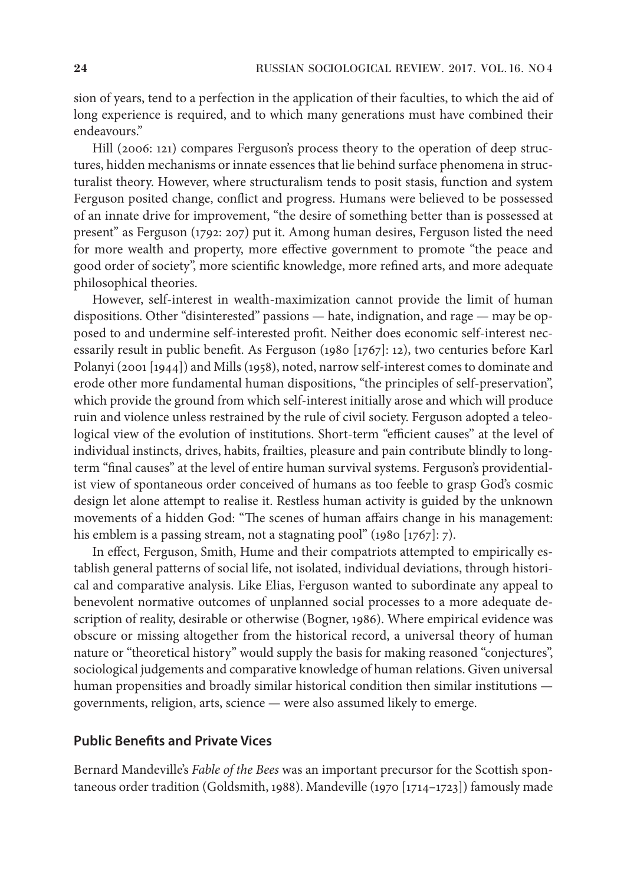sion of years, tend to a perfection in the application of their faculties, to which the aid of long experience is required, and to which many generations must have combined their endeavours."

Hill (2006: 121) compares Ferguson's process theory to the operation of deep structures, hidden mechanisms or innate essences that lie behind surface phenomena in structuralist theory. However, where structuralism tends to posit stasis, function and system Ferguson posited change, conflict and progress. Humans were believed to be possessed of an innate drive for improvement, "the desire of something better than is possessed at present" as Ferguson (1792: 207) put it. Among human desires, Ferguson listed the need for more wealth and property, more effective government to promote "the peace and good order of society", more scientific knowledge, more refined arts, and more adequate philosophical theories.

However, self-interest in wealth-maximization cannot provide the limit of human dispositions. Other "disinterested" passions — hate, indignation, and rage — may be opposed to and undermine self-interested profit. Neither does economic self-interest necessarily result in public benefit. As Ferguson (1980 [1767]: 12), two centuries before Karl Polanyi (2001 [1944]) and Mills (1958), noted, narrow self-interest comes to dominate and erode other more fundamental human dispositions, "the principles of self-preservation", which provide the ground from which self-interest initially arose and which will produce ruin and violence unless restrained by the rule of civil society. Ferguson adopted a teleological view of the evolution of institutions. Short-term "efficient causes" at the level of individual instincts, drives, habits, frailties, pleasure and pain contribute blindly to long-term "final causes" at the level of entire human survival systems. Ferguson's providentialist view of spontaneous order conceived of humans as too feeble to grasp God's cosmic design let alone attempt to realise it. Restless human activity is guided by the unknown movements of a hidden God: "The scenes of human affairs change in his management: his emblem is a passing stream, not a stagnating pool" (1980 [1767]: 7).

In effect, Ferguson, Smith, Hume and their compatriots attempted to empirically establish general patterns of social life, not isolated, individual deviations, through historical and comparative analysis. Like Elias, Ferguson wanted to subordinate any appeal to benevolent normative outcomes of unplanned social processes to a more adequate description of reality, desirable or otherwise (Bogner, 1986). Where empirical evidence was obscure or missing altogether from the historical record, a universal theory of human nature or "theoretical history" would supply the basis for making reasoned "conjectures", sociological judgements and comparative knowledge of human relations. Given universal human propensities and broadly similar historical condition then similar institutions — governments, religion, arts, science — were also assumed likely to emerge.

## Public Benefits and Private Vices

Bernard Mandeville's *Fable of the Bees* was an important precursor for the Scottish spontaneous order tradition (Goldsmith, 1988). Mandeville (1970 [1714–1723]) famously made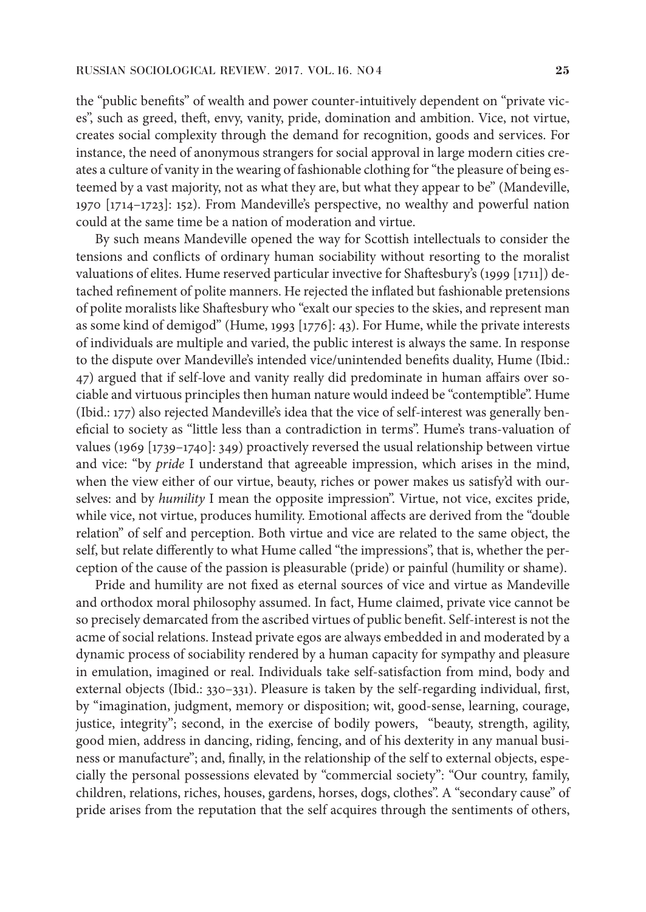the "public benefits" of wealth and power counter-intuitively dependent on "private vices", such as greed, theft, envy, vanity, pride, domination and ambition. Vice, not virtue, creates social complexity through the demand for recognition, goods and services. For instance, the need of anonymous strangers for social approval in large modern cities creates a culture of vanity in the wearing of fashionable clothing for "the pleasure of being esteemed by a vast majority, not as what they are, but what they appear to be" (Mandeville, 1970 [1714–1723]: 152). From Mandeville's perspective, no wealthy and powerful nation could at the same time be a nation of moderation and virtue.

By such means Mandeville opened the way for Scottish intellectuals to consider the tensions and conflicts of ordinary human sociability without resorting to the moralist valuations of elites. Hume reserved particular invective for Shaftesbury's (1999 [1711]) detached refinement of polite manners. He rejected the inflated but fashionable pretensions of polite moralists like Shaftesbury who "exalt our species to the skies, and represent man as some kind of demigod" (Hume, 1993 [1776]: 43). For Hume, while the private interests of individuals are multiple and varied, the public interest is always the same. In response to the dispute over Mandeville's intended vice/unintended benefits duality, Hume (Ibid.: 47) argued that if self-love and vanity really did predominate in human affairs over sociable and virtuous principles then human nature would indeed be "contemptible". Hume (Ibid.: 177) also rejected Mandeville's idea that the vice of self-interest was generally beneficial to society as "little less than a contradiction in terms". Hume's trans-valuation of values (1969 [1739–1740]: 349) proactively reversed the usual relationship between virtue and vice: "by *pride* I understand that agreeable impression, which arises in the mind, when the view either of our virtue, beauty, riches or power makes us satisfy'd with ourselves: and by *humility* I mean the opposite impression". Virtue, not vice, excites pride, while vice, not virtue, produces humility. Emotional affects are derived from the "double relation" of self and perception. Both virtue and vice are related to the same object, the self, but relate differently to what Hume called "the impressions", that is, whether the perception of the cause of the passion is pleasurable (pride) or painful (humility or shame).

Pride and humility are not fixed as eternal sources of vice and virtue as Mandeville and orthodox moral philosophy assumed. In fact, Hume claimed, private vice cannot be so precisely demarcated from the ascribed virtues of public benefit. Self-interest is not the acme of social relations. Instead private egos are always embedded in and moderated by a dynamic process of sociability rendered by a human capacity for sympathy and pleasure in emulation, imagined or real. Individuals take self-satisfaction from mind, body and external objects (Ibid.: 330–331). Pleasure is taken by the self-regarding individual, first, by "imagination, judgment, memory or disposition; wit, good-sense, learning, courage, justice, integrity"; second, in the exercise of bodily powers, "beauty, strength, agility, good mien, address in dancing, riding, fencing, and of his dexterity in any manual business or manufacture"; and, finally, in the relationship of the self to external objects, especially the personal possessions elevated by "commercial society": "Our country, family, children, relations, riches, houses, gardens, horses, dogs, clothes". A "secondary cause" of pride arises from the reputation that the self acquires through the sentiments of others,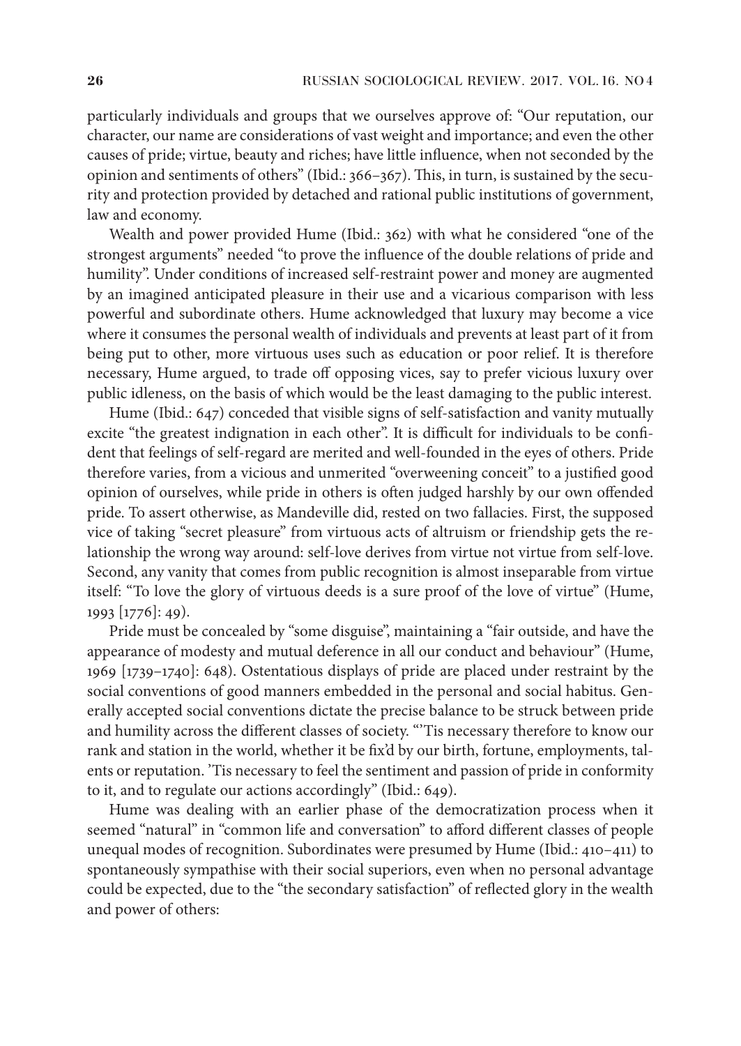particularly individuals and groups that we ourselves approve of: "Our reputation, our character, our name are considerations of vast weight and importance; and even the other causes of pride; virtue, beauty and riches; have little influence, when not seconded by the opinion and sentiments of others" (Ibid.: 366–367). This, in turn, is sustained by the security and protection provided by detached and rational public institutions of government, law and economy.

Wealth and power provided Hume (Ibid.: 362) with what he considered "one of the strongest arguments" needed "to prove the influence of the double relations of pride and humility". Under conditions of increased self-restraint power and money are augmented by an imagined anticipated pleasure in their use and a vicarious comparison with less powerful and subordinate others. Hume acknowledged that luxury may become a vice where it consumes the personal wealth of individuals and prevents at least part of it from being put to other, more virtuous uses such as education or poor relief. It is therefore necessary, Hume argued, to trade off opposing vices, say to prefer vicious luxury over public idleness, on the basis of which would be the least damaging to the public interest.

Hume (Ibid.: 647) conceded that visible signs of self-satisfaction and vanity mutually excite "the greatest indignation in each other". It is difficult for individuals to be confident that feelings of self-regard are merited and well-founded in the eyes of others. Pride therefore varies, from a vicious and unmerited "overweening conceit" to a justified good opinion of ourselves, while pride in others is often judged harshly by our own offended pride. To assert otherwise, as Mandeville did, rested on two fallacies. First, the supposed vice of taking "secret pleasure" from virtuous acts of altruism or friendship gets the relationship the wrong way around: self-love derives from virtue not virtue from self-love. Second, any vanity that comes from public recognition is almost inseparable from virtue itself: "To love the glory of virtuous deeds is a sure proof of the love of virtue" (Hume, 1993 [1776]: 49).

Pride must be concealed by "some disguise", maintaining a "fair outside, and have the appearance of modesty and mutual deference in all our conduct and behaviour" (Hume, 1969 [1739–1740]: 648). Ostentatious displays of pride are placed under restraint by the social conventions of good manners embedded in the personal and social habitus. Generally accepted social conventions dictate the precise balance to be struck between pride and humility across the different classes of society. "'Tis necessary therefore to know our rank and station in the world, whether it be fix'd by our birth, fortune, employments, talents or reputation. 'Tis necessary to feel the sentiment and passion of pride in conformity to it, and to regulate our actions accordingly" (Ibid.: 649).

Hume was dealing with an earlier phase of the democratization process when it seemed "natural" in "common life and conversation" to afford different classes of people unequal modes of recognition. Subordinates were presumed by Hume (Ibid.: 410–411) to spontaneously sympathise with their social superiors, even when no personal advantage could be expected, due to the "the secondary satisfaction" of reflected glory in the wealth and power of others: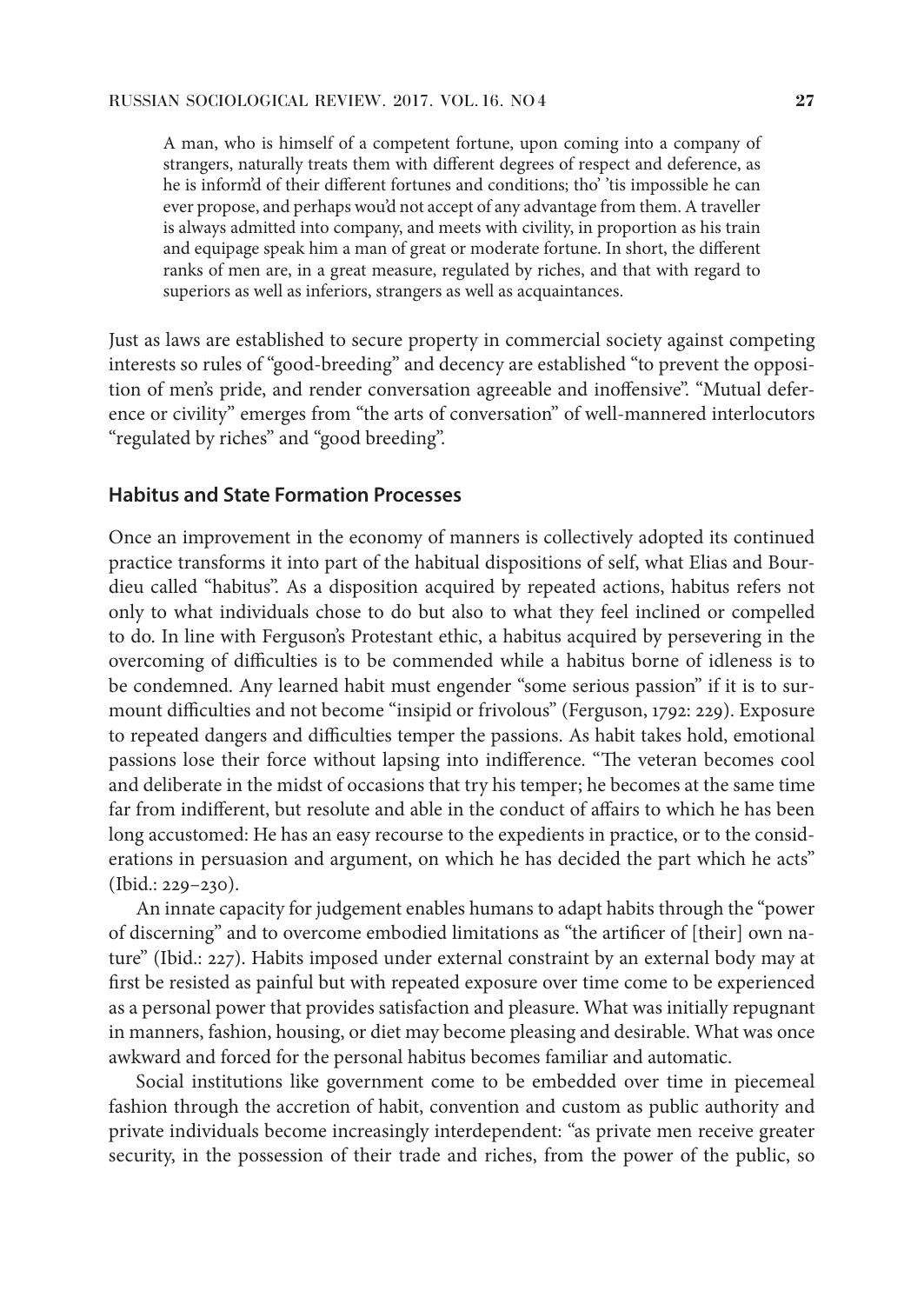> A man, who is himself of a competent fortune, upon coming into a company of strangers, naturally treats them with different degrees of respect and deference, as he is inform'd of their different fortunes and conditions; tho' 'tis impossible he can ever propose, and perhaps wou'd not accept of any advantage from them. A traveller is always admitted into company, and meets with civility, in proportion as his train and equipage speak him a man of great or moderate fortune. In short, the different ranks of men are, in a great measure, regulated by riches, and that with regard to superiors as well as inferiors, strangers as well as acquaintances.

Just as laws are established to secure property in commercial society against competing interests so rules of "good-breeding" and decency are established "to prevent the opposition of men's pride, and render conversation agreeable and inoffensive". "Mutual deference or civility" emerges from "the arts of conversation" of well-mannered interlocutors "regulated by riches" and "good breeding".

## Habitus and State Formation Processes

Once an improvement in the economy of manners is collectively adopted its continued practice transforms it into part of the habitual dispositions of self, what Elias and Bourdieu called "habitus". As a disposition acquired by repeated actions, habitus refers not only to what individuals chose to do but also to what they feel inclined or compelled to do. In line with Ferguson's Protestant ethic, a habitus acquired by persevering in the overcoming of difficulties is to be commended while a habitus borne of idleness is to be condemned. Any learned habit must engender "some serious passion" if it is to surmount difficulties and not become "insipid or frivolous" (Ferguson, 1792: 229). Exposure to repeated dangers and difficulties temper the passions. As habit takes hold, emotional passions lose their force without lapsing into indifference. "The veteran becomes cool and deliberate in the midst of occasions that try his temper; he becomes at the same time far from indifferent, but resolute and able in the conduct of affairs to which he has been long accustomed: He has an easy recourse to the expedients in practice, or to the considerations in persuasion and argument, on which he has decided the part which he acts" (Ibid.: 229–230).

An innate capacity for judgement enables humans to adapt habits through the "power of discerning" and to overcome embodied limitations as "the artificer of [their] own nature" (Ibid.: 227). Habits imposed under external constraint by an external body may at first be resisted as painful but with repeated exposure over time come to be experienced as a personal power that provides satisfaction and pleasure. What was initially repugnant in manners, fashion, housing, or diet may become pleasing and desirable. What was once awkward and forced for the personal habitus becomes familiar and automatic.

Social institutions like government come to be embedded over time in piecemeal fashion through the accretion of habit, convention and custom as public authority and private individuals become increasingly interdependent: "as private men receive greater security, in the possession of their trade and riches, from the power of the public, so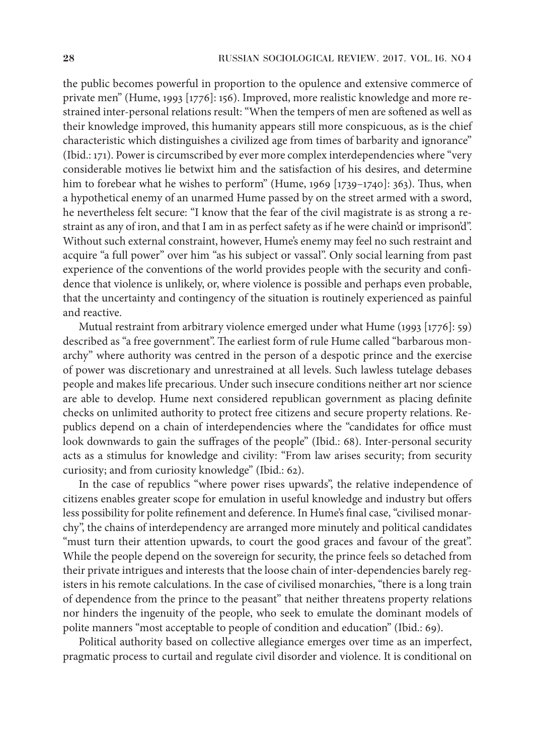the public becomes powerful in proportion to the opulence and extensive commerce of private men" (Hume, 1993 [1776]: 156). Improved, more realistic knowledge and more restrained inter-personal relations result: "When the tempers of men are softened as well as their knowledge improved, this humanity appears still more conspicuous, as is the chief characteristic which distinguishes a civilized age from times of barbarity and ignorance" (Ibid.: 171). Power is circumscribed by ever more complex interdependencies where "very considerable motives lie betwixt him and the satisfaction of his desires, and determine him to forebear what he wishes to perform" (Hume, 1969 [1739–1740]: 363). Thus, when a hypothetical enemy of an unarmed Hume passed by on the street armed with a sword, he nevertheless felt secure: "I know that the fear of the civil magistrate is as strong a restraint as any of iron, and that I am in as perfect safety as if he were chain'd or imprison'd". Without such external constraint, however, Hume's enemy may feel no such restraint and acquire "a full power" over him "as his subject or vassal". Only social learning from past experience of the conventions of the world provides people with the security and confidence that violence is unlikely, or, where violence is possible and perhaps even probable, that the uncertainty and contingency of the situation is routinely experienced as painful and reactive.

Mutual restraint from arbitrary violence emerged under what Hume (1993 [1776]: 59) described as "a free government". The earliest form of rule Hume called "barbarous monarchy" where authority was centred in the person of a despotic prince and the exercise of power was discretionary and unrestrained at all levels. Such lawless tutelage debases people and makes life precarious. Under such insecure conditions neither art nor science are able to develop. Hume next considered republican government as placing definite checks on unlimited authority to protect free citizens and secure property relations. Republics depend on a chain of interdependencies where the "candidates for office must look downwards to gain the suffrages of the people" (Ibid.: 68). Inter-personal security acts as a stimulus for knowledge and civility: "From law arises security; from security curiosity; and from curiosity knowledge" (Ibid.: 62).

In the case of republics "where power rises upwards", the relative independence of citizens enables greater scope for emulation in useful knowledge and industry but offers less possibility for polite refinement and deference. In Hume's final case, "civilised monarchy", the chains of interdependency are arranged more minutely and political candidates "must turn their attention upwards, to court the good graces and favour of the great". While the people depend on the sovereign for security, the prince feels so detached from their private intrigues and interests that the loose chain of inter-dependencies barely registers in his remote calculations. In the case of civilised monarchies, "there is a long train of dependence from the prince to the peasant" that neither threatens property relations nor hinders the ingenuity of the people, who seek to emulate the dominant models of polite manners "most acceptable to people of condition and education" (Ibid.: 69).

Political authority based on collective allegiance emerges over time as an imperfect, pragmatic process to curtail and regulate civil disorder and violence. It is conditional on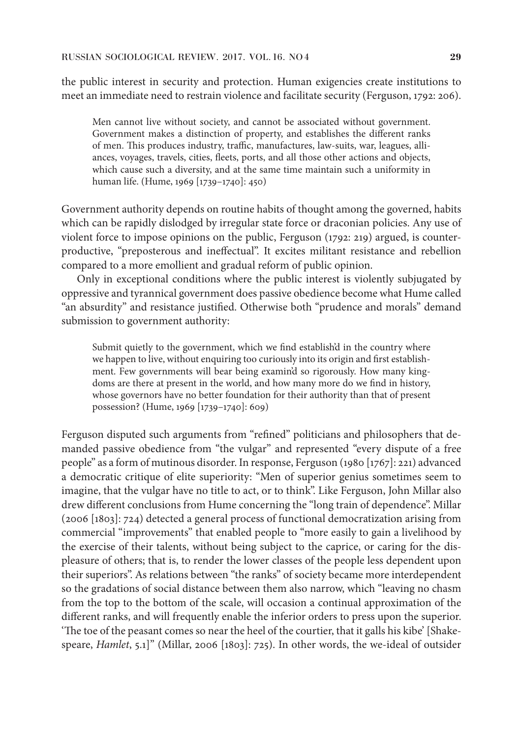the public interest in security and protection. Human exigencies create institutions to meet an immediate need to restrain violence and facilitate security (Ferguson, 1792: 206).

> Men cannot live without society, and cannot be associated without government. Government makes a distinction of property, and establishes the different ranks of men. This produces industry, traffic, manufactures, law-suits, war, leagues, alliances, voyages, travels, cities, fleets, ports, and all those other actions and objects, which cause such a diversity, and at the same time maintain such a uniformity in human life. (Hume, 1969 [1739–1740]: 450)

Government authority depends on routine habits of thought among the governed, habits which can be rapidly dislodged by irregular state force or draconian policies. Any use of violent force to impose opinions on the public, Ferguson (1792: 219) argued, is counterproductive, "preposterous and ineffectual". It excites militant resistance and rebellion compared to a more emollient and gradual reform of public opinion.

Only in exceptional conditions where the public interest is violently subjugated by oppressive and tyrannical government does passive obedience become what Hume called "an absurdity" and resistance justified. Otherwise both "prudence and morals" demand submission to government authority:

> Submit quietly to the government, which we find establish'd in the country where we happen to live, without enquiring too curiously into its origin and first establishment. Few governments will bear being examin'd so rigorously. How many kingdoms are there at present in the world, and how many more do we find in history, whose governors have no better foundation for their authority than that of present possession? (Hume, 1969 [1739–1740]: 609)

Ferguson disputed such arguments from "refined" politicians and philosophers that demanded passive obedience from "the vulgar" and represented "every dispute of a free people" as a form of mutinous disorder. In response, Ferguson (1980 [1767]: 221) advanced a democratic critique of elite superiority: "Men of superior genius sometimes seem to imagine, that the vulgar have no title to act, or to think". Like Ferguson, John Millar also drew different conclusions from Hume concerning the "long train of dependence". Millar (2006 [1803]: 724) detected a general process of functional democratization arising from commercial "improvements" that enabled people to "more easily to gain a livelihood by the exercise of their talents, without being subject to the caprice, or caring for the displeasure of others; that is, to render the lower classes of the people less dependent upon their superiors". As relations between "the ranks" of society became more interdependent so the gradations of social distance between them also narrow, which "leaving no chasm from the top to the bottom of the scale, will occasion a continual approximation of the different ranks, and will frequently enable the inferior orders to press upon the superior. 'The toe of the peasant comes so near the heel of the courtier, that it galls his kibe' [Shakespeare, *Hamlet*, 5.1]" (Millar, 2006 [1803]: 725). In other words, the we-ideal of outsider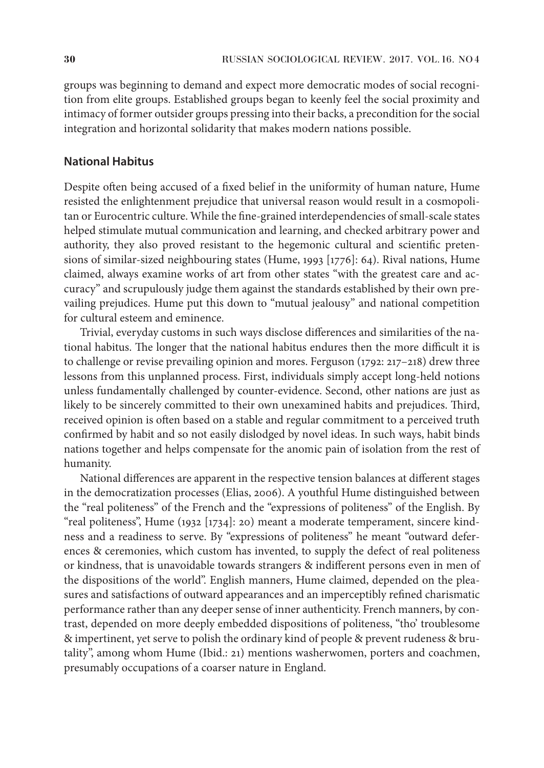groups was beginning to demand and expect more democratic modes of social recognition from elite groups. Established groups began to keenly feel the social proximity and intimacy of former outsider groups pressing into their backs, a precondition for the social integration and horizontal solidarity that makes modern nations possible.

## National Habitus

Despite often being accused of a fixed belief in the uniformity of human nature, Hume resisted the enlightenment prejudice that universal reason would result in a cosmopolitan or Eurocentric culture. While the fine-grained interdependencies of small-scale states helped stimulate mutual communication and learning, and checked arbitrary power and authority, they also proved resistant to the hegemonic cultural and scientific pretensions of similar-sized neighbouring states (Hume, 1993 [1776]: 64). Rival nations, Hume claimed, always examine works of art from other states "with the greatest care and accuracy" and scrupulously judge them against the standards established by their own prevailing prejudices. Hume put this down to "mutual jealousy" and national competition for cultural esteem and eminence.

Trivial, everyday customs in such ways disclose differences and similarities of the national habitus. The longer that the national habitus endures then the more difficult it is to challenge or revise prevailing opinion and mores. Ferguson (1792: 217–218) drew three lessons from this unplanned process. First, individuals simply accept long-held notions unless fundamentally challenged by counter-evidence. Second, other nations are just as likely to be sincerely committed to their own unexamined habits and prejudices. Third, received opinion is often based on a stable and regular commitment to a perceived truth confirmed by habit and so not easily dislodged by novel ideas. In such ways, habit binds nations together and helps compensate for the anomic pain of isolation from the rest of humanity.

National differences are apparent in the respective tension balances at different stages in the democratization processes (Elias, 2006). A youthful Hume distinguished between the "real politeness" of the French and the "expressions of politeness" of the English. By "real politeness", Hume (1932 [1734]: 20) meant a moderate temperament, sincere kindness and a readiness to serve. By "expressions of politeness" he meant "outward deferences & ceremonies, which custom has invented, to supply the defect of real politeness or kindness, that is unavoidable towards strangers & indifferent persons even in men of the dispositions of the world". English manners, Hume claimed, depended on the pleasures and satisfactions of outward appearances and an imperceptibly refined charismatic performance rather than any deeper sense of inner authenticity. French manners, by contrast, depended on more deeply embedded dispositions of politeness, "tho' troublesome & impertinent, yet serve to polish the ordinary kind of people & prevent rudeness & brutality", among whom Hume (Ibid.: 21) mentions washerwomen, porters and coachmen, presumably occupations of a coarser nature in England.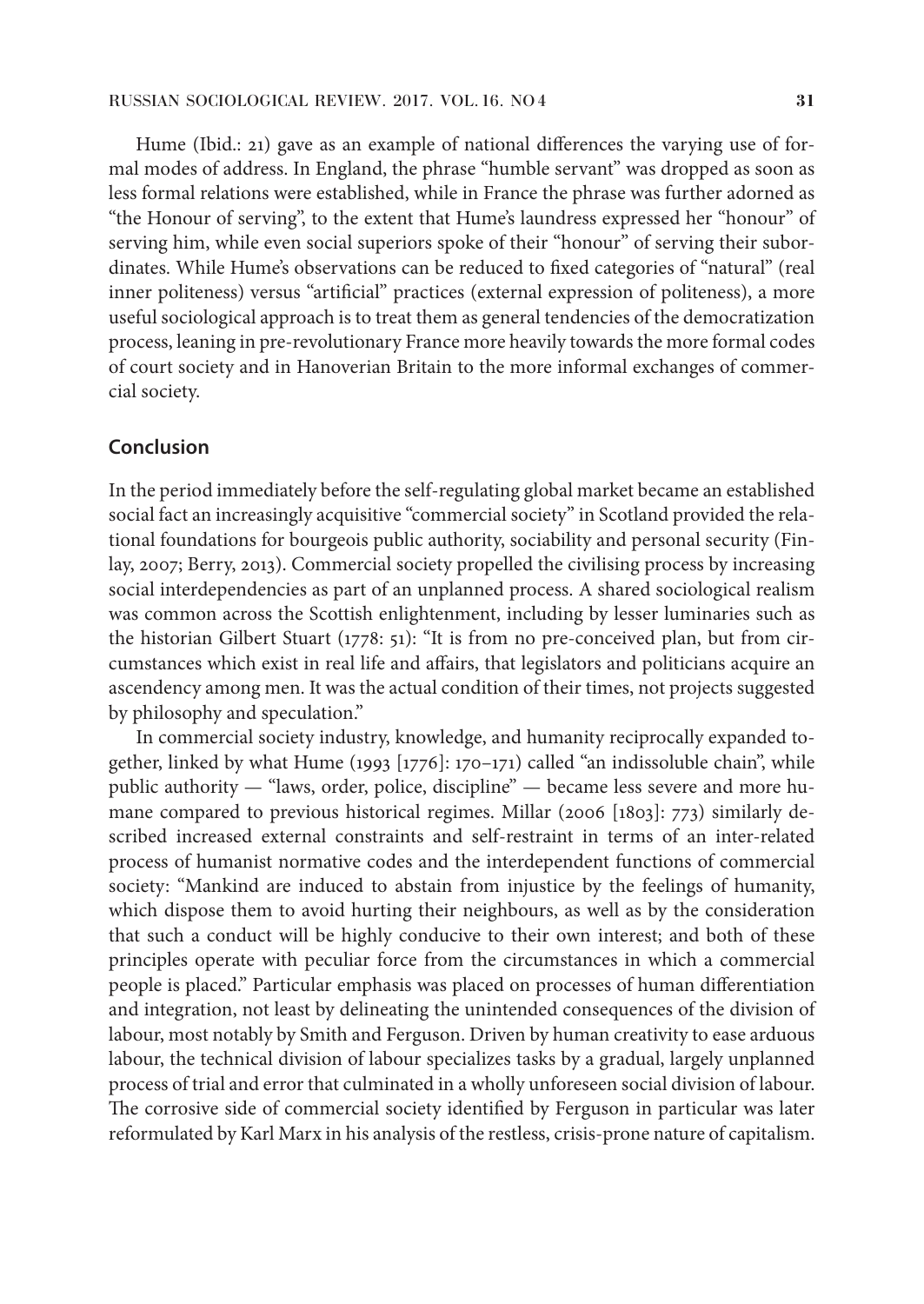Hume (Ibid.: 21) gave as an example of national differences the varying use of formal modes of address. In England, the phrase "humble servant" was dropped as soon as less formal relations were established, while in France the phrase was further adorned as "the Honour of serving", to the extent that Hume's laundress expressed her "honour" of serving him, while even social superiors spoke of their "honour" of serving their subordinates. While Hume's observations can be reduced to fixed categories of "natural" (real inner politeness) versus "artificial" practices (external expression of politeness), a more useful sociological approach is to treat them as general tendencies of the democratization process, leaning in pre-revolutionary France more heavily towards the more formal codes of court society and in Hanoverian Britain to the more informal exchanges of commercial society.

## Conclusion

In the period immediately before the self-regulating global market became an established social fact an increasingly acquisitive "commercial society" in Scotland provided the relational foundations for bourgeois public authority, sociability and personal security (Finlay, 2007; Berry, 2013). Commercial society propelled the civilising process by increasing social interdependencies as part of an unplanned process. A shared sociological realism was common across the Scottish enlightenment, including by lesser luminaries such as the historian Gilbert Stuart (1778: 51): "It is from no pre-conceived plan, but from circumstances which exist in real life and affairs, that legislators and politicians acquire an ascendency among men. It was the actual condition of their times, not projects suggested by philosophy and speculation."

In commercial society industry, knowledge, and humanity reciprocally expanded together, linked by what Hume (1993 [1776]: 170–171) called "an indissoluble chain", while public authority — "laws, order, police, discipline" — became less severe and more humane compared to previous historical regimes. Millar (2006 [1803]: 773) similarly described increased external constraints and self-restraint in terms of an inter-related process of humanist normative codes and the interdependent functions of commercial society: "Mankind are induced to abstain from injustice by the feelings of humanity, which dispose them to avoid hurting their neighbours, as well as by the consideration that such a conduct will be highly conducive to their own interest; and both of these principles operate with peculiar force from the circumstances in which a commercial people is placed." Particular emphasis was placed on processes of human differentiation and integration, not least by delineating the unintended consequences of the division of labour, most notably by Smith and Ferguson. Driven by human creativity to ease arduous labour, the technical division of labour specializes tasks by a gradual, largely unplanned process of trial and error that culminated in a wholly unforeseen social division of labour. The corrosive side of commercial society identified by Ferguson in particular was later reformulated by Karl Marx in his analysis of the restless, crisis-prone nature of capitalism.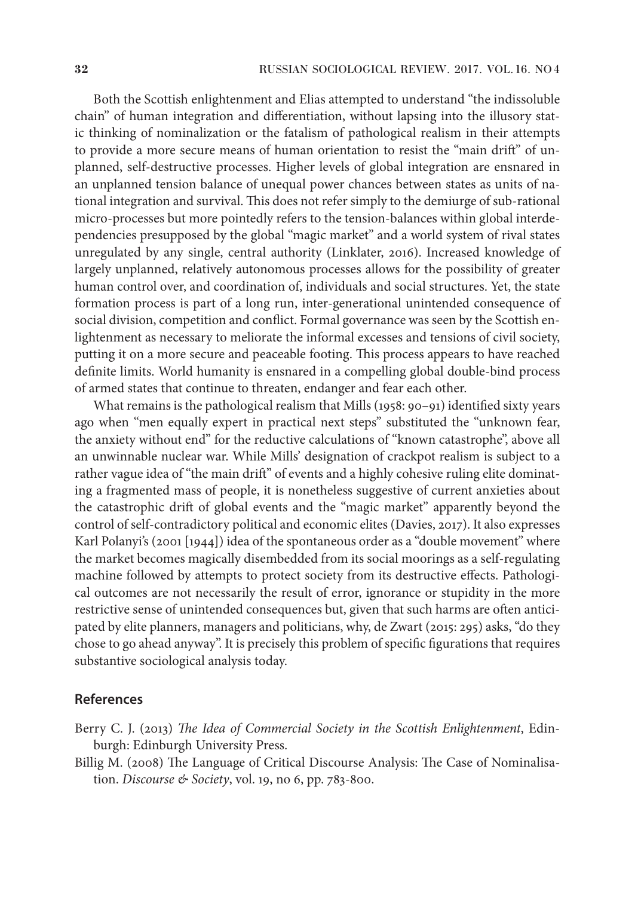Both the Scottish enlightenment and Elias attempted to understand "the indissoluble chain" of human integration and differentiation, without lapsing into the illusory static thinking of nominalization or the fatalism of pathological realism in their attempts to provide a more secure means of human orientation to resist the "main drift" of unplanned, self-destructive processes. Higher levels of global integration are ensnared in an unplanned tension balance of unequal power chances between states as units of national integration and survival. This does not refer simply to the demiurge of sub-rational micro-processes but more pointedly refers to the tension-balances within global interdependencies presupposed by the global "magic market" and a world system of rival states unregulated by any single, central authority (Linklater, 2016). Increased knowledge of largely unplanned, relatively autonomous processes allows for the possibility of greater human control over, and coordination of, individuals and social structures. Yet, the state formation process is part of a long run, inter-generational unintended consequence of social division, competition and conflict. Formal governance was seen by the Scottish enlightenment as necessary to meliorate the informal excesses and tensions of civil society, putting it on a more secure and peaceable footing. This process appears to have reached definite limits. World humanity is ensnared in a compelling global double-bind process of armed states that continue to threaten, endanger and fear each other.

What remains is the pathological realism that Mills (1958: 90–91) identified sixty years ago when "men equally expert in practical next steps" substituted the "unknown fear, the anxiety without end" for the reductive calculations of "known catastrophe", above all an unwinnable nuclear war. While Mills' designation of crackpot realism is subject to a rather vague idea of "the main drift" of events and a highly cohesive ruling elite dominating a fragmented mass of people, it is nonetheless suggestive of current anxieties about the catastrophic drift of global events and the "magic market" apparently beyond the control of self-contradictory political and economic elites (Davies, 2017). It also expresses Karl Polanyi's (2001 [1944]) idea of the spontaneous order as a "double movement" where the market becomes magically disembedded from its social moorings as a self-regulating machine followed by attempts to protect society from its destructive effects. Pathological outcomes are not necessarily the result of error, ignorance or stupidity in the more restrictive sense of unintended consequences but, given that such harms are often anticipated by elite planners, managers and politicians, why, de Zwart (2015: 295) asks, "do they chose to go ahead anyway". It is precisely this problem of specific figurations that requires substantive sociological analysis today.

## References

Berry C. J. (2013) *The Idea of Commercial Society in the Scottish Enlightenment*, Edinburgh: Edinburgh University Press.

Billig M. (2008) The Language of Critical Discourse Analysis: The Case of Nominalisation. *Discourse & Society*, vol. 19, no 6, pp. 783-800.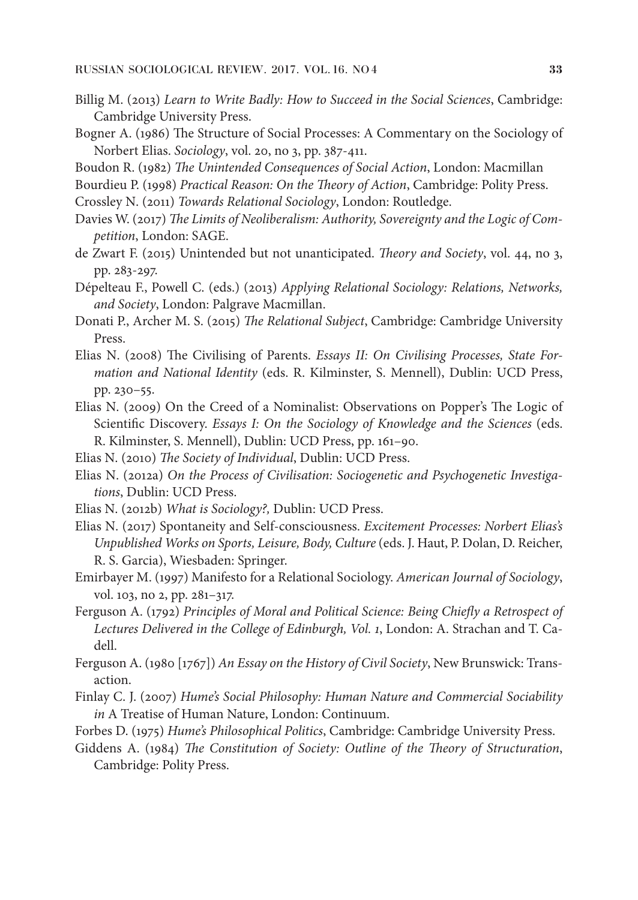Billig M. (2013) *Learn to Write Badly: How to Succeed in the Social Sciences*, Cambridge: Cambridge University Press.

Bogner A. (1986) The Structure of Social Processes: A Commentary on the Sociology of Norbert Elias. *Sociology*, vol. 20, no 3, pp. 387-411.

Boudon R. (1982) *The Unintended Consequences of Social Action*, London: Macmillan

Bourdieu P. (1998) *Practical Reason: On the Theory of Action*, Cambridge: Polity Press.

Crossley N. (2011) *Towards Relational Sociology*, London: Routledge.

Davies W. (2017) *The Limits of Neoliberalism: Authority, Sovereignty and the Logic of Competition*, London: SAGE.

de Zwart F. (2015) Unintended but not unanticipated. *Theory and Society*, vol. 44, no 3, pp. 283-297.

Dépelteau F., Powell C. (eds.) (2013) *Applying Relational Sociology: Relations, Networks, and Society*, London: Palgrave Macmillan.

Donati P., Archer M. S. (2015) *The Relational Subject*, Cambridge: Cambridge University Press.

Elias N. (2008) The Civilising of Parents. *Essays II: On Civilising Processes, State Formation and National Identity* (eds. R. Kilminster, S. Mennell), Dublin: UCD Press, pp. 230–55.

Elias N. (2009) On the Creed of a Nominalist: Observations on Popper's The Logic of Scientific Discovery. *Essays I: On the Sociology of Knowledge and the Sciences* (eds. R. Kilminster, S. Mennell), Dublin: UCD Press, pp. 161–90.

Elias N. (2010) *The Society of Individual*, Dublin: UCD Press.

Elias N. (2012a) *On the Process of Civilisation: Sociogenetic and Psychogenetic Investigations*, Dublin: UCD Press.

Elias N. (2012b) *What is Sociology?,* Dublin: UCD Press.

Elias N. (2017) Spontaneity and Self-consciousness. *Excitement Processes: Norbert Elias's Unpublished Works on Sports, Leisure, Body, Culture* (eds. J. Haut, P. Dolan, D. Reicher, R. S. Garcia), Wiesbaden: Springer.

Emirbayer M. (1997) Manifesto for a Relational Sociology. *American Journal of Sociology*, vol. 103, no 2, pp. 281–317.

Ferguson A. (1792) *Principles of Moral and Political Science: Being Chiefly a Retrospect of Lectures Delivered in the College of Edinburgh, Vol. 1*, London: A. Strachan and T. Cadell.

Ferguson A. (1980 [1767]) *An Essay on the History of Civil Society*, New Brunswick: Transaction.

Finlay C. J. (2007) *Hume's Social Philosophy: Human Nature and Commercial Sociability in* A Treatise of Human Nature, London: Continuum.

Forbes D. (1975) *Hume's Philosophical Politics*, Cambridge: Cambridge University Press.

Giddens A. (1984) *The Constitution of Society: Outline of the Theory of Structuration*, Cambridge: Polity Press.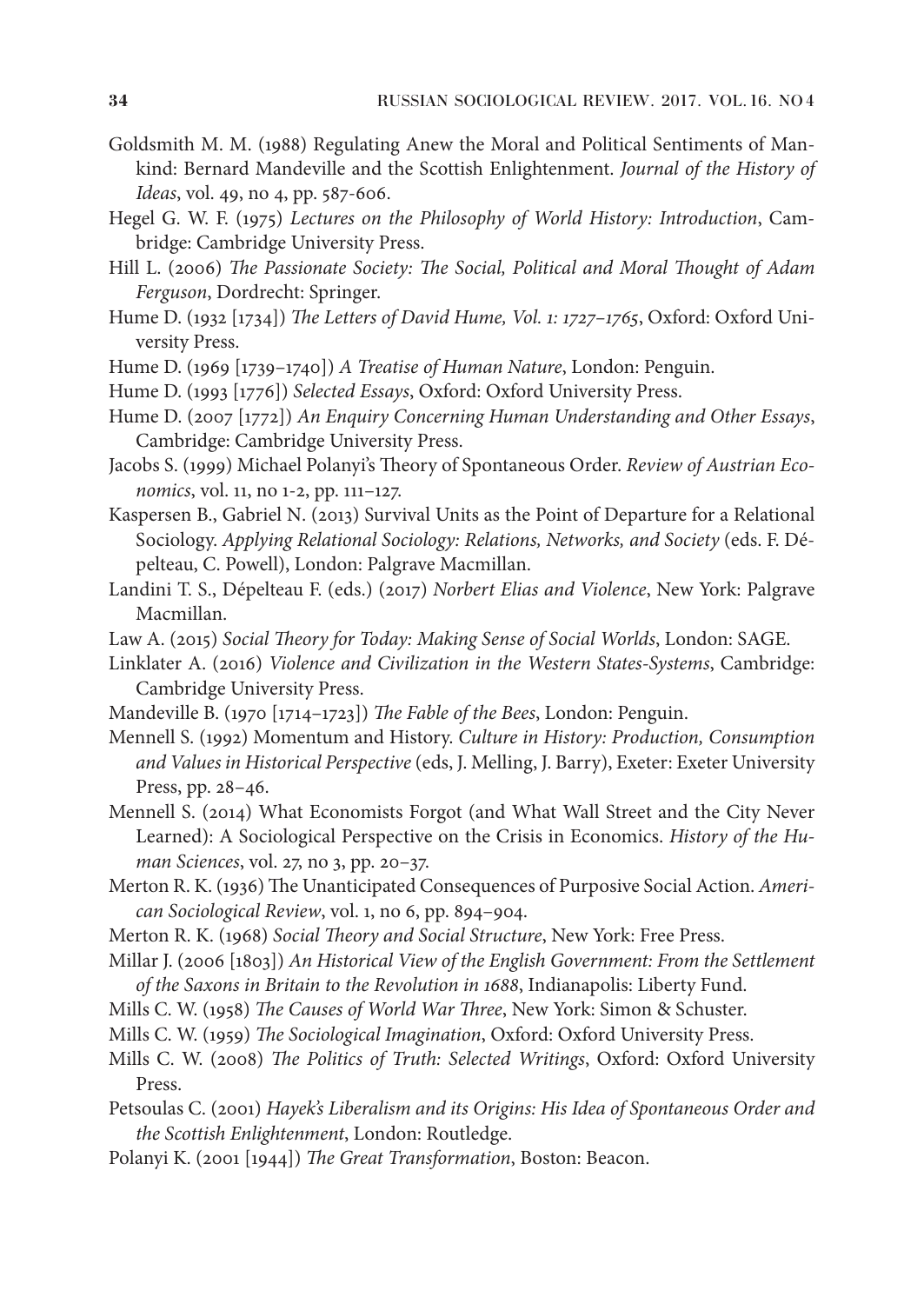Goldsmith M. M. (1988) Regulating Anew the Moral and Political Sentiments of Mankind: Bernard Mandeville and the Scottish Enlightenment. *Journal of the History of Ideas*, vol. 49, no 4, pp. 587-606.

Hegel G. W. F. (1975) *Lectures on the Philosophy of World History: Introduction*, Cambridge: Cambridge University Press.

Hill L. (2006) *The Passionate Society: The Social, Political and Moral Thought of Adam Ferguson*, Dordrecht: Springer.

Hume D. (1932 [1734]) *The Letters of David Hume, Vol. 1: 1727–1765*, Oxford: Oxford University Press.

Hume D. (1969 [1739–1740]) *A Treatise of Human Nature*, London: Penguin.

Hume D. (1993 [1776]) *Selected Essays*, Oxford: Oxford University Press.

Hume D. (2007 [1772]) *An Enquiry Concerning Human Understanding and Other Essays*, Cambridge: Cambridge University Press.

Jacobs S. (1999) Michael Polanyi's Theory of Spontaneous Order. *Review of Austrian Economics*, vol. 11, no 1-2, pp. 111–127.

Kaspersen B., Gabriel N. (2013) Survival Units as the Point of Departure for a Relational Sociology. *Applying Relational Sociology: Relations, Networks, and Society* (eds. F. Dépelteau, C. Powell), London: Palgrave Macmillan.

Landini T. S., Dépelteau F. (eds.) (2017) *Norbert Elias and Violence*, New York: Palgrave Macmillan.

Law A. (2015) *Social Theory for Today: Making Sense of Social Worlds*, London: SAGE.

Linklater A. (2016) *Violence and Civilization in the Western States-Systems*, Cambridge: Cambridge University Press.

Mandeville B. (1970 [1714–1723]) *The Fable of the Bees*, London: Penguin.

Mennell S. (1992) Momentum and History. *Culture in History: Production, Consumption and Values in Historical Perspective* (eds, J. Melling, J. Barry), Exeter: Exeter University Press, pp. 28–46.

Mennell S. (2014) What Economists Forgot (and What Wall Street and the City Never Learned): A Sociological Perspective on the Crisis in Economics. *History of the Human Sciences*, vol. 27, no 3, pp. 20–37.

Merton R. K. (1936) The Unanticipated Consequences of Purposive Social Action. *American Sociological Review*, vol. 1, no 6, pp. 894–904.

Merton R. K. (1968) *Social Theory and Social Structure*, New York: Free Press.

Millar J. (2006 [1803]) *An Historical View of the English Government: From the Settlement of the Saxons in Britain to the Revolution in 1688*, Indianapolis: Liberty Fund.

Mills C. W. (1958) *The Causes of World War Three*, New York: Simon & Schuster.

Mills C. W. (1959) *The Sociological Imagination*, Oxford: Oxford University Press.

Mills C. W. (2008) *The Politics of Truth: Selected Writings*, Oxford: Oxford University Press.

Petsoulas C. (2001) *Hayek's Liberalism and its Origins: His Idea of Spontaneous Order and the Scottish Enlightenment*, London: Routledge.

Polanyi K. (2001 [1944]) *The Great Transformation*, Boston: Beacon.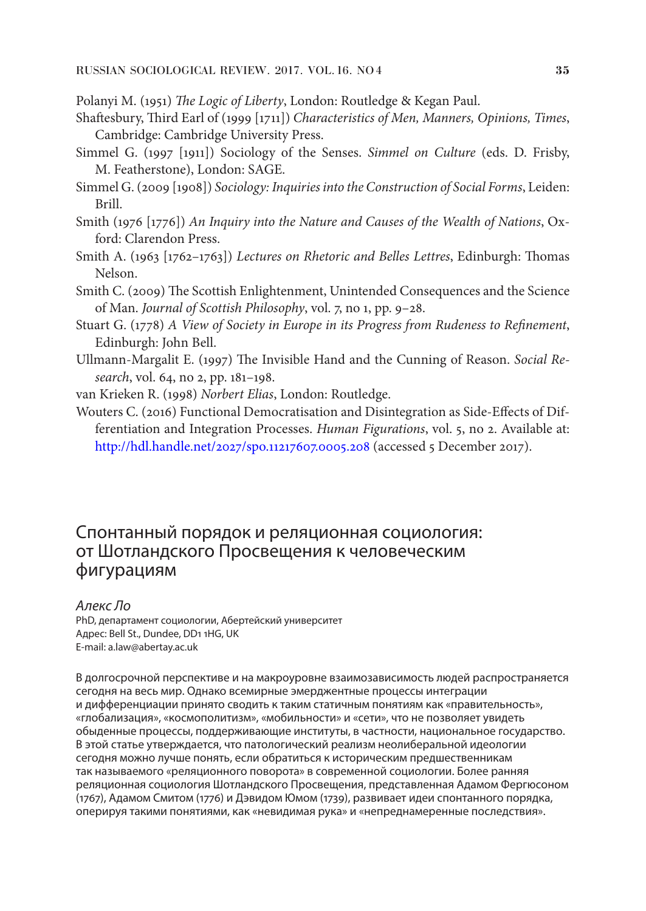Polanyi M. (1951) *The Logic of Liberty*, London: Routledge & Kegan Paul.

Shaftesbury, Third Earl of (1999 [1711]) *Characteristics of Men, Manners, Opinions, Times*, Cambridge: Cambridge University Press.

Simmel G. (1997 [1911]) Sociology of the Senses. *Simmel on Culture* (eds. D. Frisby, M. Featherstone), London: SAGE.

Simmel G. (2009 [1908]) *Sociology: Inquiries into the Construction of Social Forms*, Leiden: Brill.

Smith (1976 [1776]) *An Inquiry into the Nature and Causes of the Wealth of Nations*, Oxford: Clarendon Press.

Smith A. (1963 [1762–1763]) *Lectures on Rhetoric and Belles Lettres*, Edinburgh: Thomas Nelson.

Smith C. (2009) The Scottish Enlightenment, Unintended Consequences and the Science of Man. *Journal of Scottish Philosophy*, vol. 7, no 1, pp. 9–28.

Stuart G. (1778) *A View of Society in Europe in its Progress from Rudeness to Refinement*, Edinburgh: John Bell.

Ullmann-Margalit E. (1997) The Invisible Hand and the Cunning of Reason. *Social Research*, vol. 64, no 2, pp. 181–198.

van Krieken R. (1998) *Norbert Elias*, London: Routledge.

Wouters C. (2016) Functional Democratisation and Disintegration as Side-Effects of Differentiation and Integration Processes. *Human Figurations*, vol. 5, no 2. Available at: http://hdl.handle.net/2027/spo.11217607.0005.208 (accessed 5 December 2017).

# Спонтанный порядок и реляционная социология: от Шотландского Просвещения к человеческим фигурациям

*Алекс Ло*

PhD, департамент социологии, Абертейский университет
Адрес: Bell St., Dundee, DD1 1HG, UK
E-mail: a.law@abertay.ac.uk

В долгосрочной перспективе и на макроуровне взаимозависимость людей распространяется сегодня на весь мир. Однако всемирные эмерджентные процессы интеграции и дифференциации принято сводить к таким статичным понятиям как «правительность», «глобализация», «космополитизм», «мобильности» и «сети», что не позволяет увидеть обыденные процессы, поддерживающие институты, в частности, национальное государство. В этой статье утверждается, что патологический реализм неолиберальной идеологии сегодня можно лучше понять, если обратиться к историческим предшественникам так называемого «реляционного поворота» в современной социологии. Более ранняя реляционная социология Шотландского Просвещения, представленная Адамом Фергюсоном (1767), Адамом Смитом (1776) и Дэвидом Юмом (1739), развивает идеи спонтанного порядка, оперируя такими понятиями, как «невидимая рука» и «непреднамеренные последствия».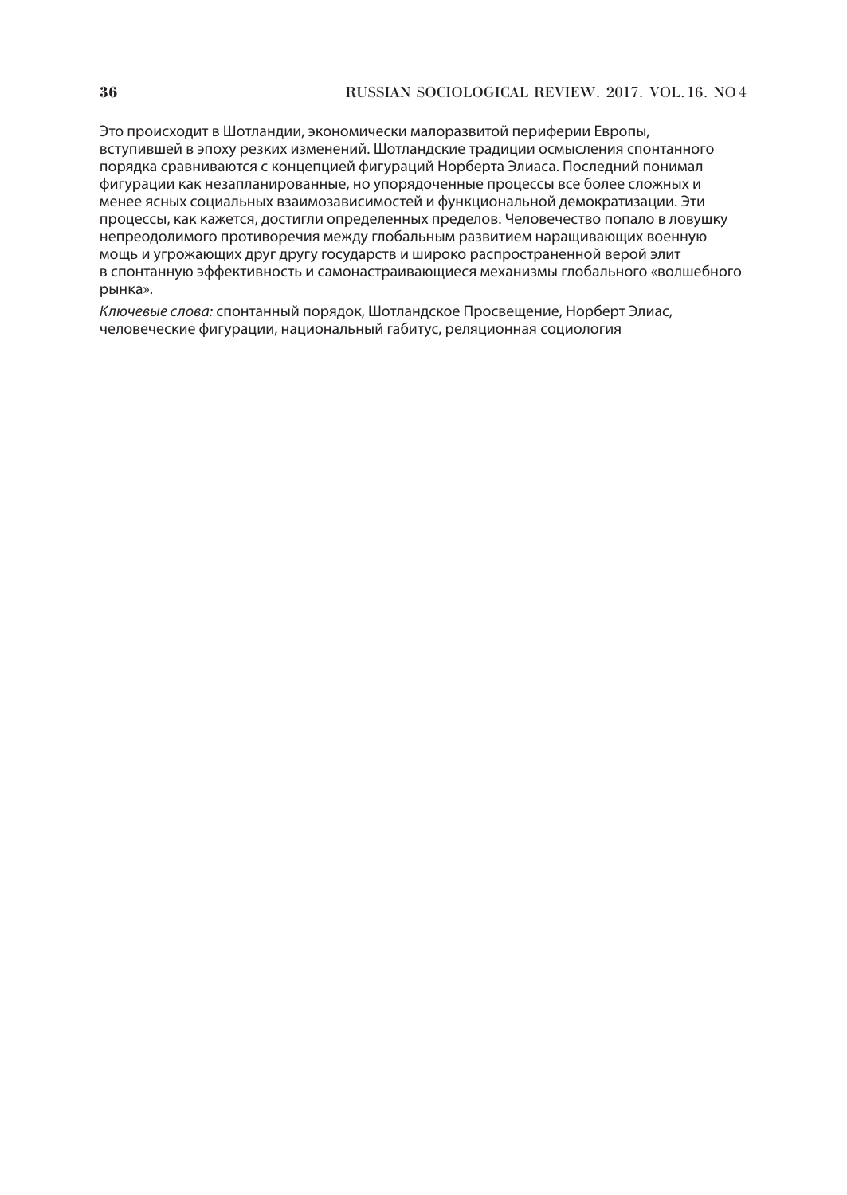Это происходит в Шотландии, экономически малоразвитой периферии Европы, вступившей в эпоху резких изменений. Шотландские традиции осмысления спонтанного порядка сравниваются с концепцией фигураций Норберта Элиаса. Последний понимал фигурации как незапланированные, но упорядоченные процессы все более сложных и менее ясных социальных взаимозависимостей и функциональной демократизации. Эти процессы, как кажется, достигли определенных пределов. Человечество попало в ловушку непреодолимого противоречия между глобальным развитием наращивающих военную мощь и угрожающих друг другу государств и широко распространенной верой элит в спонтанную эффективность и самонастраивающиеся механизмы глобального «волшебного рынка».

*Ключевые слова:* спонтанный порядок, Шотландское Просвещение, Норберт Элиас, человеческие фигурации, национальный габитус, реляционная социология